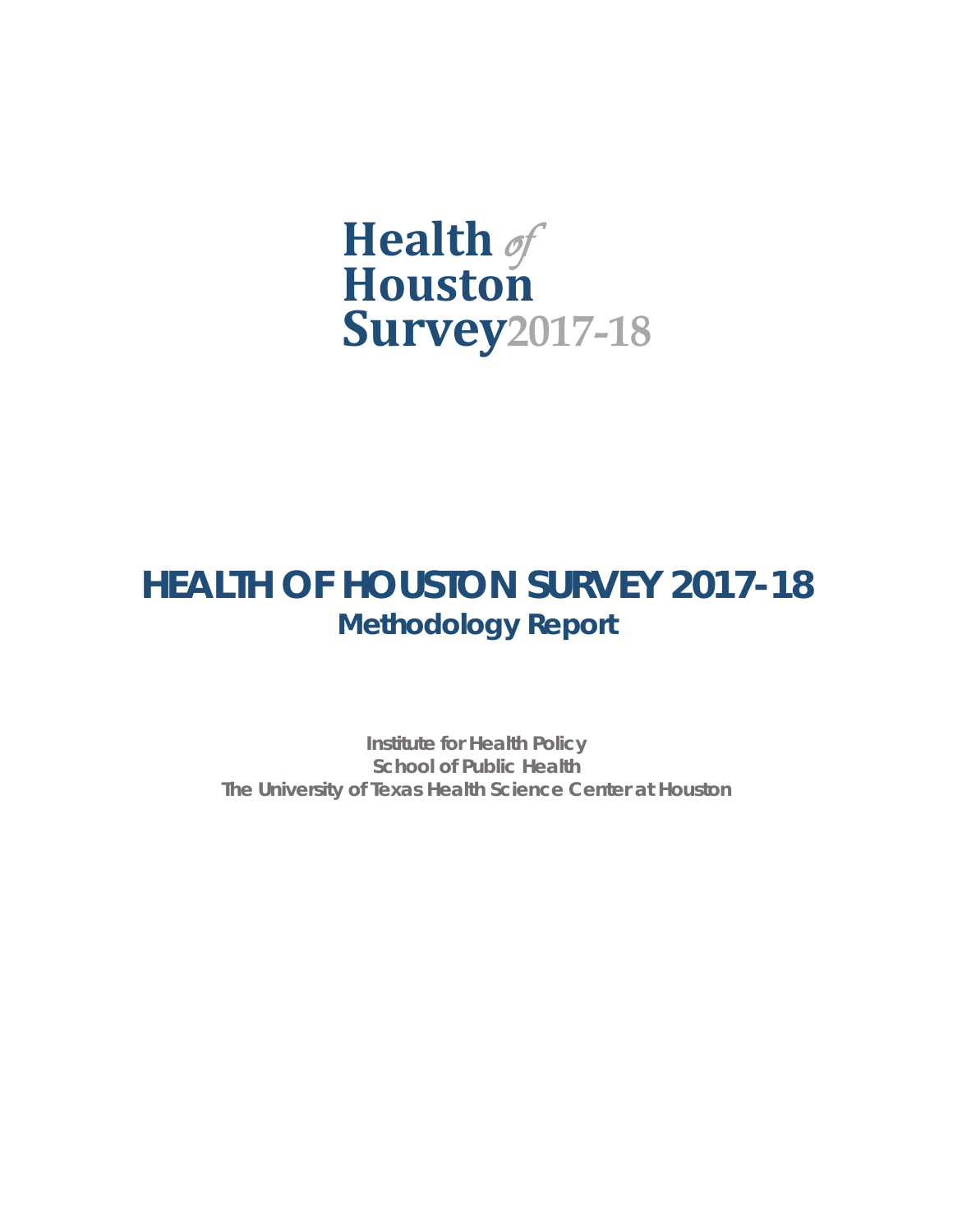Health *of* Houston Survey 2017-18

# HEALTH OF HOUSTON SURVEY 2017-18

## Methodology Report

**Institute for Health Policy**
**School of Public Health**
**The University of Texas Health Science Center at Houston**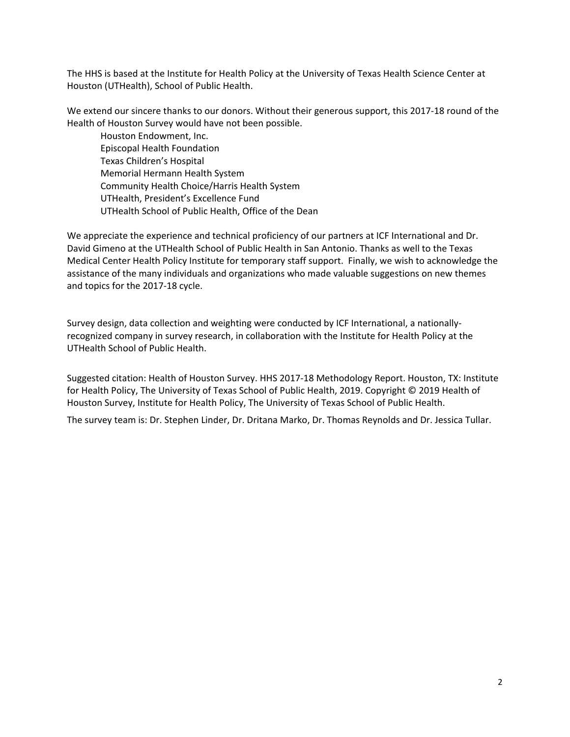The HHS is based at the Institute for Health Policy at the University of Texas Health Science Center at Houston (UTHealth), School of Public Health.

We extend our sincere thanks to our donors. Without their generous support, this 2017-18 round of the Health of Houston Survey would have not been possible.

- Houston Endowment, Inc.
- Episcopal Health Foundation
- Texas Children's Hospital
- Memorial Hermann Health System
- Community Health Choice/Harris Health System
- UTHealth, President's Excellence Fund
- UTHealth School of Public Health, Office of the Dean

We appreciate the experience and technical proficiency of our partners at ICF International and Dr. David Gimeno at the UTHealth School of Public Health in San Antonio. Thanks as well to the Texas Medical Center Health Policy Institute for temporary staff support. Finally, we wish to acknowledge the assistance of the many individuals and organizations who made valuable suggestions on new themes and topics for the 2017-18 cycle.

Survey design, data collection and weighting were conducted by ICF International, a nationally-recognized company in survey research, in collaboration with the Institute for Health Policy at the UTHealth School of Public Health.

Suggested citation: Health of Houston Survey. HHS 2017-18 Methodology Report. Houston, TX: Institute for Health Policy, The University of Texas School of Public Health, 2019. Copyright © 2019 Health of Houston Survey, Institute for Health Policy, The University of Texas School of Public Health.

The survey team is: Dr. Stephen Linder, Dr. Dritana Marko, Dr. Thomas Reynolds and Dr. Jessica Tullar.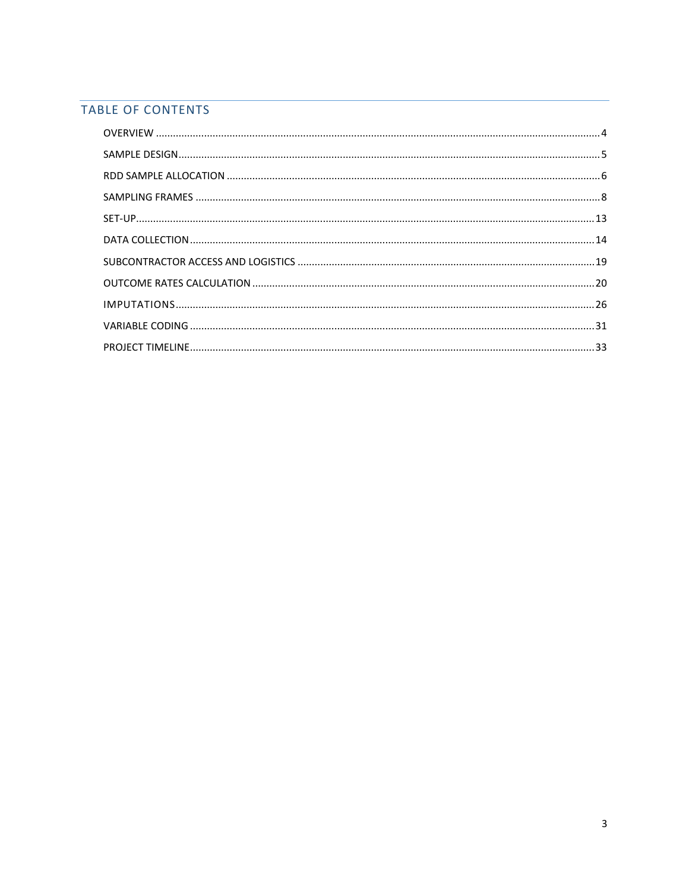## TABLE OF CONTENTS

- OVERVIEW .......... 4
- SAMPLE DESIGN .......... 5
- RDD SAMPLE ALLOCATION .......... 6
- SAMPLING FRAMES .......... 8
- SET-UP .......... 13
- DATA COLLECTION .......... 14
- SUBCONTRACTOR ACCESS AND LOGISTICS .......... 19
- OUTCOME RATES CALCULATION .......... 20
- IMPUTATIONS .......... 26
- VARIABLE CODING .......... 31
- PROJECT TIMELINE .......... 33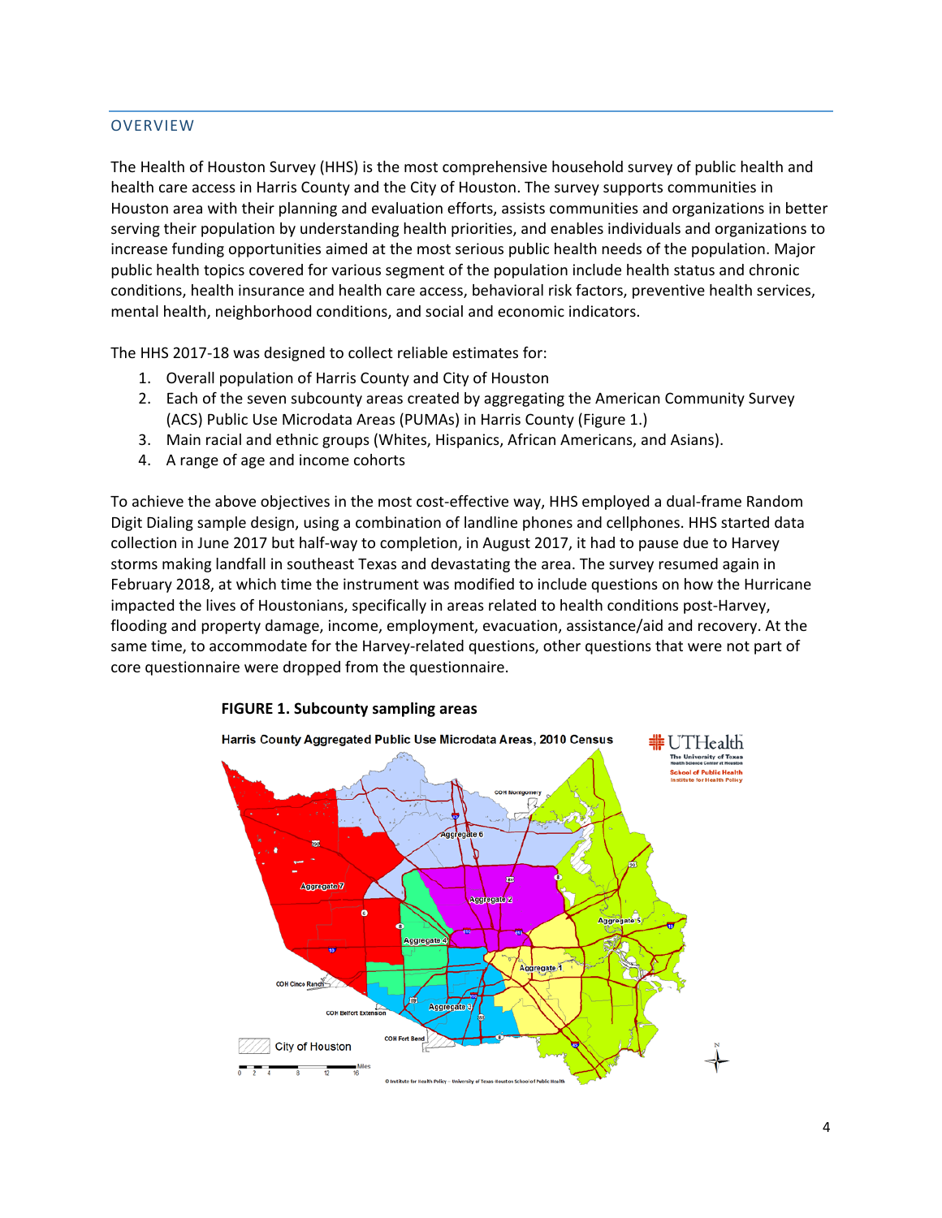## OVERVIEW

The Health of Houston Survey (HHS) is the most comprehensive household survey of public health and health care access in Harris County and the City of Houston. The survey supports communities in Houston area with their planning and evaluation efforts, assists communities and organizations in better serving their population by understanding health priorities, and enables individuals and organizations to increase funding opportunities aimed at the most serious public health needs of the population. Major public health topics covered for various segment of the population include health status and chronic conditions, health insurance and health care access, behavioral risk factors, preventive health services, mental health, neighborhood conditions, and social and economic indicators.

The HHS 2017-18 was designed to collect reliable estimates for:

1. Overall population of Harris County and City of Houston
2. Each of the seven subcounty areas created by aggregating the American Community Survey (ACS) Public Use Microdata Areas (PUMAs) in Harris County (Figure 1.)
3. Main racial and ethnic groups (Whites, Hispanics, African Americans, and Asians).
4. A range of age and income cohorts

To achieve the above objectives in the most cost-effective way, HHS employed a dual-frame Random Digit Dialing sample design, using a combination of landline phones and cellphones. HHS started data collection in June 2017 but half-way to completion, in August 2017, it had to pause due to Harvey storms making landfall in southeast Texas and devastating the area. The survey resumed again in February 2018, at which time the instrument was modified to include questions on how the Hurricane impacted the lives of Houstonians, specifically in areas related to health conditions post-Harvey, flooding and property damage, income, employment, evacuation, assistance/aid and recovery. At the same time, to accommodate for the Harvey-related questions, other questions that were not part of core questionnaire were dropped from the questionnaire.

**FIGURE 1. Subcounty sampling areas**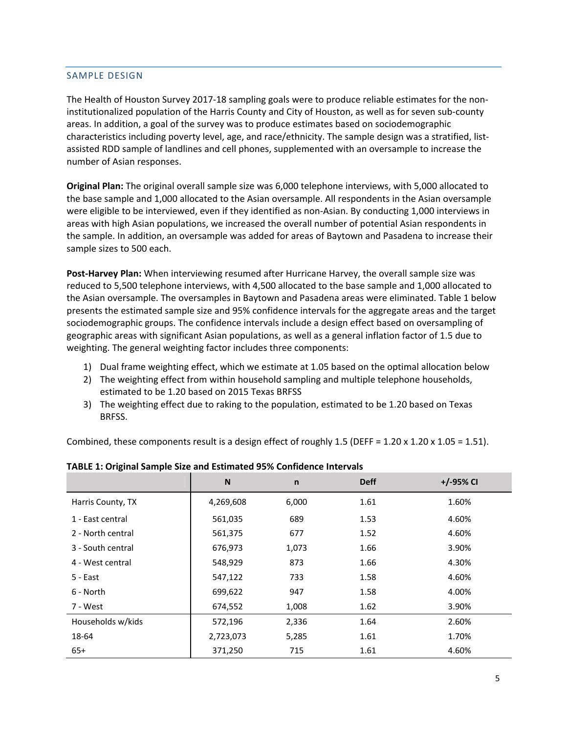## SAMPLE DESIGN

The Health of Houston Survey 2017-18 sampling goals were to produce reliable estimates for the non-institutionalized population of the Harris County and City of Houston, as well as for seven sub-county areas. In addition, a goal of the survey was to produce estimates based on sociodemographic characteristics including poverty level, age, and race/ethnicity. The sample design was a stratified, list-assisted RDD sample of landlines and cell phones, supplemented with an oversample to increase the number of Asian responses.

**Original Plan:** The original overall sample size was 6,000 telephone interviews, with 5,000 allocated to the base sample and 1,000 allocated to the Asian oversample. All respondents in the Asian oversample were eligible to be interviewed, even if they identified as non-Asian. By conducting 1,000 interviews in areas with high Asian populations, we increased the overall number of potential Asian respondents in the sample. In addition, an oversample was added for areas of Baytown and Pasadena to increase their sample sizes to 500 each.

**Post-Harvey Plan:** When interviewing resumed after Hurricane Harvey, the overall sample size was reduced to 5,500 telephone interviews, with 4,500 allocated to the base sample and 1,000 allocated to the Asian oversample. The oversamples in Baytown and Pasadena areas were eliminated. Table 1 below presents the estimated sample size and 95% confidence intervals for the aggregate areas and the target sociodemographic groups. The confidence intervals include a design effect based on oversampling of geographic areas with significant Asian populations, as well as a general inflation factor of 1.5 due to weighting. The general weighting factor includes three components:

1) Dual frame weighting effect, which we estimate at 1.05 based on the optimal allocation below
2) The weighting effect from within household sampling and multiple telephone households, estimated to be 1.20 based on 2015 Texas BRFSS
3) The weighting effect due to raking to the population, estimated to be 1.20 based on Texas BRFSS.

Combined, these components result is a design effect of roughly 1.5 (DEFF = 1.20 x 1.20 x 1.05 = 1.51).

**TABLE 1: Original Sample Size and Estimated 95% Confidence Intervals**

| | N | n | Deff | +/-95% CI |
|---|---|---|---|---|
| Harris County, TX | 4,269,608 | 6,000 | 1.61 | 1.60% |
| 1 - East central | 561,035 | 689 | 1.53 | 4.60% |
| 2 - North central | 561,375 | 677 | 1.52 | 4.60% |
| 3 - South central | 676,973 | 1,073 | 1.66 | 3.90% |
| 4 - West central | 548,929 | 873 | 1.66 | 4.30% |
| 5 - East | 547,122 | 733 | 1.58 | 4.60% |
| 6 - North | 699,622 | 947 | 1.58 | 4.00% |
| 7 - West | 674,552 | 1,008 | 1.62 | 3.90% |
| Households w/kids | 572,196 | 2,336 | 1.64 | 2.60% |
| 18-64 | 2,723,073 | 5,285 | 1.61 | 1.70% |
| 65+ | 371,250 | 715 | 1.61 | 4.60% |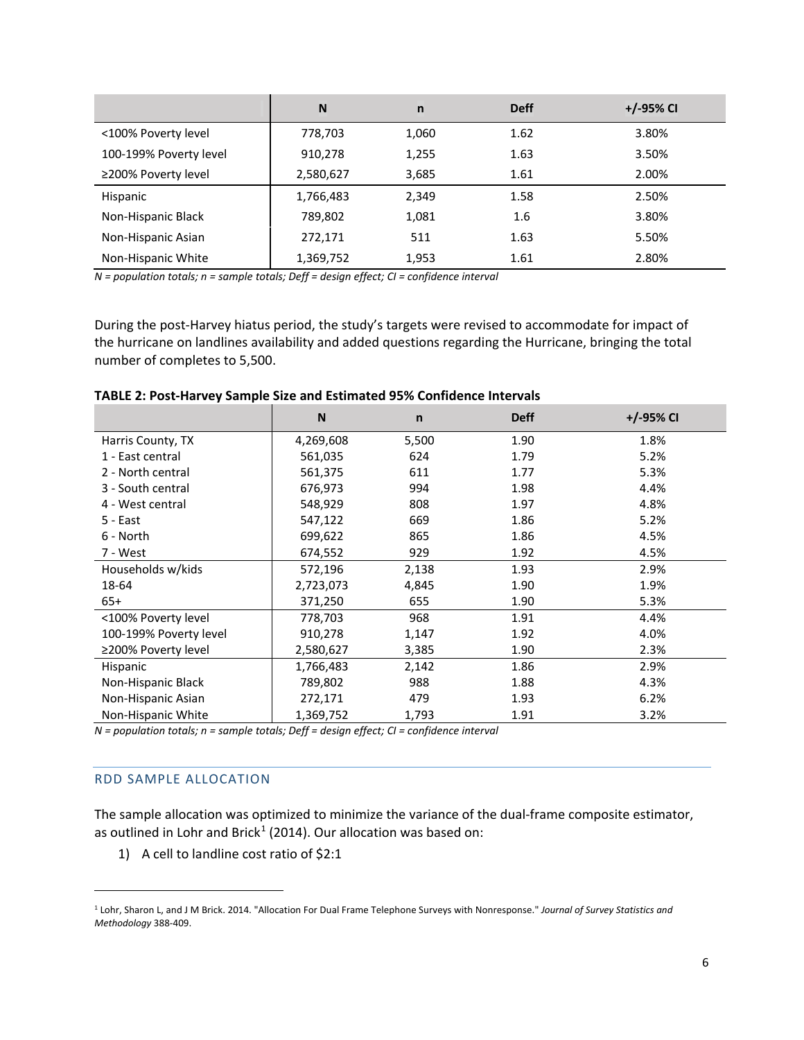|  | N | n | Deff | +/-95% CI |
|---|---|---|---|---|
| <100% Poverty level | 778,703 | 1,060 | 1.62 | 3.80% |
| 100-199% Poverty level | 910,278 | 1,255 | 1.63 | 3.50% |
| ≥200% Poverty level | 2,580,627 | 3,685 | 1.61 | 2.00% |
| Hispanic | 1,766,483 | 2,349 | 1.58 | 2.50% |
| Non-Hispanic Black | 789,802 | 1,081 | 1.6 | 3.80% |
| Non-Hispanic Asian | 272,171 | 511 | 1.63 | 5.50% |
| Non-Hispanic White | 1,369,752 | 1,953 | 1.61 | 2.80% |

*N = population totals; n = sample totals; Deff = design effect; CI = confidence interval*

During the post-Harvey hiatus period, the study's targets were revised to accommodate for impact of the hurricane on landlines availability and added questions regarding the Hurricane, bringing the total number of completes to 5,500.

**TABLE 2: Post-Harvey Sample Size and Estimated 95% Confidence Intervals**

|  | N | n | Deff | +/-95% CI |
|---|---|---|---|---|
| Harris County, TX | 4,269,608 | 5,500 | 1.90 | 1.8% |
| 1 - East central | 561,035 | 624 | 1.79 | 5.2% |
| 2 - North central | 561,375 | 611 | 1.77 | 5.3% |
| 3 - South central | 676,973 | 994 | 1.98 | 4.4% |
| 4 - West central | 548,929 | 808 | 1.97 | 4.8% |
| 5 - East | 547,122 | 669 | 1.86 | 5.2% |
| 6 - North | 699,622 | 865 | 1.86 | 4.5% |
| 7 - West | 674,552 | 929 | 1.92 | 4.5% |
| Households w/kids | 572,196 | 2,138 | 1.93 | 2.9% |
| 18-64 | 2,723,073 | 4,845 | 1.90 | 1.9% |
| 65+ | 371,250 | 655 | 1.90 | 5.3% |
| <100% Poverty level | 778,703 | 968 | 1.91 | 4.4% |
| 100-199% Poverty level | 910,278 | 1,147 | 1.92 | 4.0% |
| ≥200% Poverty level | 2,580,627 | 3,385 | 1.90 | 2.3% |
| Hispanic | 1,766,483 | 2,142 | 1.86 | 2.9% |
| Non-Hispanic Black | 789,802 | 988 | 1.88 | 4.3% |
| Non-Hispanic Asian | 272,171 | 479 | 1.93 | 6.2% |
| Non-Hispanic White | 1,369,752 | 1,793 | 1.91 | 3.2% |

*N = population totals; n = sample totals; Deff = design effect; CI = confidence interval*

## RDD SAMPLE ALLOCATION

The sample allocation was optimized to minimize the variance of the dual-frame composite estimator, as outlined in Lohr and Brick[1] (2014). Our allocation was based on:

1) A cell to landline cost ratio of $2:1

[1] Lohr, Sharon L, and J M Brick. 2014. "Allocation For Dual Frame Telephone Surveys with Nonresponse." *Journal of Survey Statistics and Methodology* 388-409.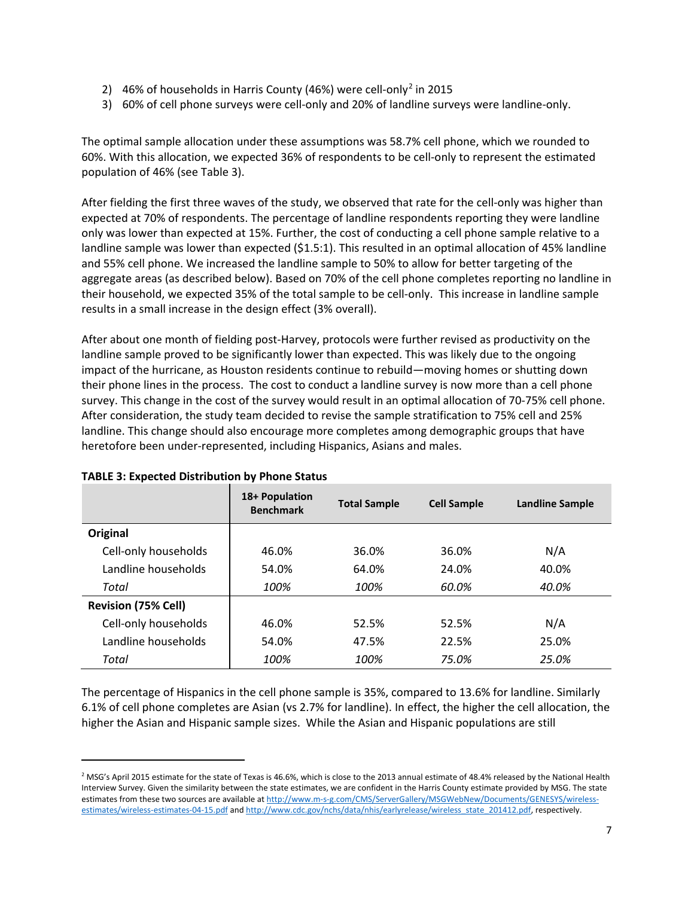2) 46% of households in Harris County (46%) were cell-only[2] in 2015
3) 60% of cell phone surveys were cell-only and 20% of landline surveys were landline-only.

The optimal sample allocation under these assumptions was 58.7% cell phone, which we rounded to 60%. With this allocation, we expected 36% of respondents to be cell-only to represent the estimated population of 46% (see Table 3).

After fielding the first three waves of the study, we observed that rate for the cell-only was higher than expected at 70% of respondents. The percentage of landline respondents reporting they were landline only was lower than expected at 15%. Further, the cost of conducting a cell phone sample relative to a landline sample was lower than expected ($1.5:1). This resulted in an optimal allocation of 45% landline and 55% cell phone. We increased the landline sample to 50% to allow for better targeting of the aggregate areas (as described below). Based on 70% of the cell phone completes reporting no landline in their household, we expected 35% of the total sample to be cell-only. This increase in landline sample results in a small increase in the design effect (3% overall).

After about one month of fielding post-Harvey, protocols were further revised as productivity on the landline sample proved to be significantly lower than expected. This was likely due to the ongoing impact of the hurricane, as Houston residents continue to rebuild—moving homes or shutting down their phone lines in the process. The cost to conduct a landline survey is now more than a cell phone survey. This change in the cost of the survey would result in an optimal allocation of 70-75% cell phone. After consideration, the study team decided to revise the sample stratification to 75% cell and 25% landline. This change should also encourage more completes among demographic groups that have heretofore been under-represented, including Hispanics, Asians and males.

**TABLE 3: Expected Distribution by Phone Status**

| | 18+ Population Benchmark | Total Sample | Cell Sample | Landline Sample |
|---|---|---|---|---|
| **Original** | | | | |
| Cell-only households | 46.0% | 36.0% | 36.0% | N/A |
| Landline households | 54.0% | 64.0% | 24.0% | 40.0% |
| *Total* | *100%* | *100%* | *60.0%* | *40.0%* |
| **Revision (75% Cell)** | | | | |
| Cell-only households | 46.0% | 52.5% | 52.5% | N/A |
| Landline households | 54.0% | 47.5% | 22.5% | 25.0% |
| *Total* | *100%* | *100%* | *75.0%* | *25.0%* |

The percentage of Hispanics in the cell phone sample is 35%, compared to 13.6% for landline. Similarly 6.1% of cell phone completes are Asian (vs 2.7% for landline). In effect, the higher the cell allocation, the higher the Asian and Hispanic sample sizes. While the Asian and Hispanic populations are still

[2] MSG's April 2015 estimate for the state of Texas is 46.6%, which is close to the 2013 annual estimate of 48.4% released by the National Health Interview Survey. Given the similarity between the state estimates, we are confident in the Harris County estimate provided by MSG. The state estimates from these two sources are available at http://www.m-s-g.com/CMS/ServerGallery/MSGWebNew/Documents/GENESYS/wireless-estimates/wireless-estimates-04-15.pdf and http://www.cdc.gov/nchs/data/nhis/earlyrelease/wireless_state_201412.pdf, respectively.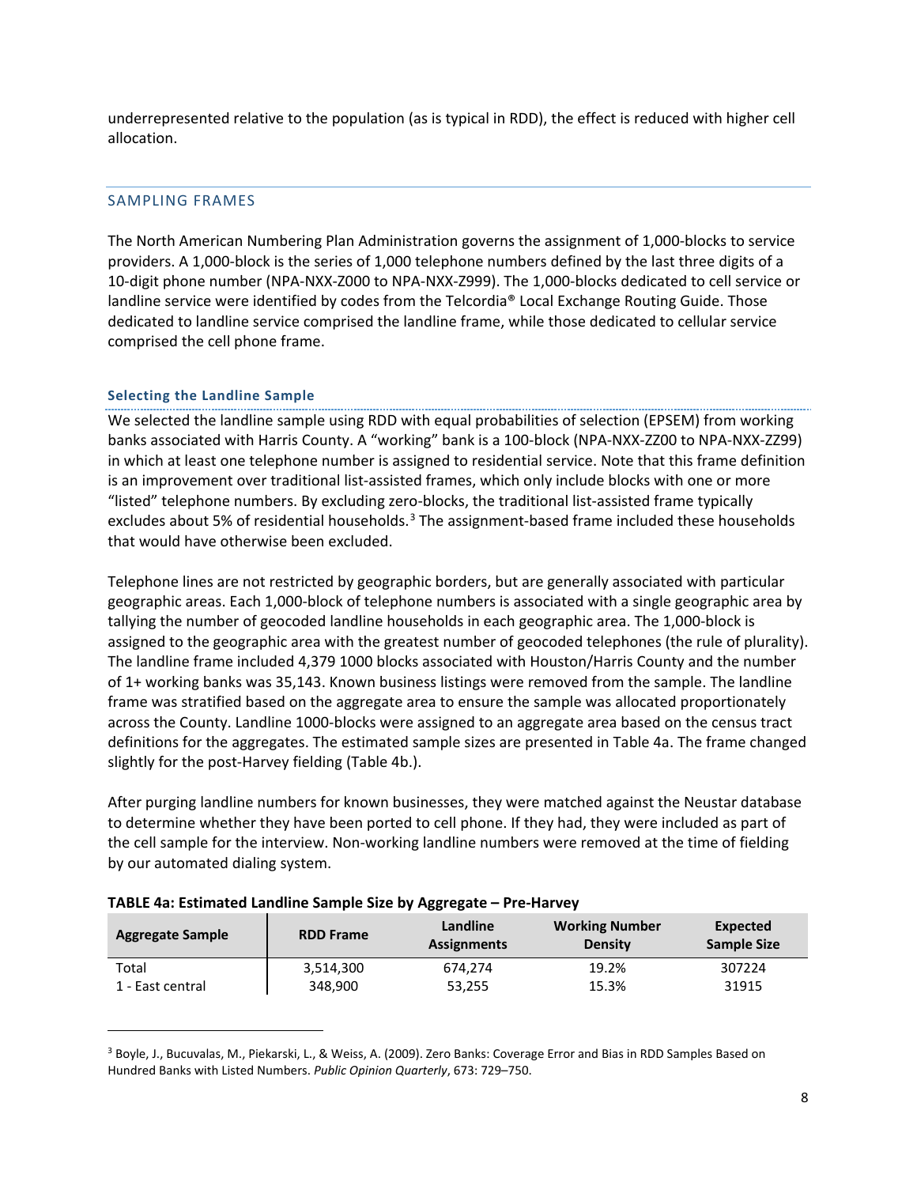underrepresented relative to the population (as is typical in RDD), the effect is reduced with higher cell allocation.

## SAMPLING FRAMES

The North American Numbering Plan Administration governs the assignment of 1,000-blocks to service providers. A 1,000-block is the series of 1,000 telephone numbers defined by the last three digits of a 10-digit phone number (NPA-NXX-Z000 to NPA-NXX-Z999). The 1,000-blocks dedicated to cell service or landline service were identified by codes from the Telcordia® Local Exchange Routing Guide. Those dedicated to landline service comprised the landline frame, while those dedicated to cellular service comprised the cell phone frame.

### Selecting the Landline Sample

We selected the landline sample using RDD with equal probabilities of selection (EPSEM) from working banks associated with Harris County. A "working" bank is a 100-block (NPA-NXX-ZZ00 to NPA-NXX-ZZ99) in which at least one telephone number is assigned to residential service. Note that this frame definition is an improvement over traditional list-assisted frames, which only include blocks with one or more "listed" telephone numbers. By excluding zero-blocks, the traditional list-assisted frame typically excludes about 5% of residential households.[3] The assignment-based frame included these households that would have otherwise been excluded.

Telephone lines are not restricted by geographic borders, but are generally associated with particular geographic areas. Each 1,000-block of telephone numbers is associated with a single geographic area by tallying the number of geocoded landline households in each geographic area. The 1,000-block is assigned to the geographic area with the greatest number of geocoded telephones (the rule of plurality). The landline frame included 4,379 1000 blocks associated with Houston/Harris County and the number of 1+ working banks was 35,143. Known business listings were removed from the sample. The landline frame was stratified based on the aggregate area to ensure the sample was allocated proportionately across the County. Landline 1000-blocks were assigned to an aggregate area based on the census tract definitions for the aggregates. The estimated sample sizes are presented in Table 4a. The frame changed slightly for the post-Harvey fielding (Table 4b.).

After purging landline numbers for known businesses, they were matched against the Neustar database to determine whether they have been ported to cell phone. If they had, they were included as part of the cell sample for the interview. Non-working landline numbers were removed at the time of fielding by our automated dialing system.

**TABLE 4a: Estimated Landline Sample Size by Aggregate – Pre-Harvey**

| Aggregate Sample | RDD Frame | Landline Assignments | Working Number Density | Expected Sample Size |
|---|---|---|---|---|
| Total | 3,514,300 | 674,274 | 19.2% | 307224 |
| 1 - East central | 348,900 | 53,255 | 15.3% | 31915 |

---

[3] Boyle, J., Bucuvalas, M., Piekarski, L., & Weiss, A. (2009). Zero Banks: Coverage Error and Bias in RDD Samples Based on Hundred Banks with Listed Numbers. *Public Opinion Quarterly*, 673: 729–750.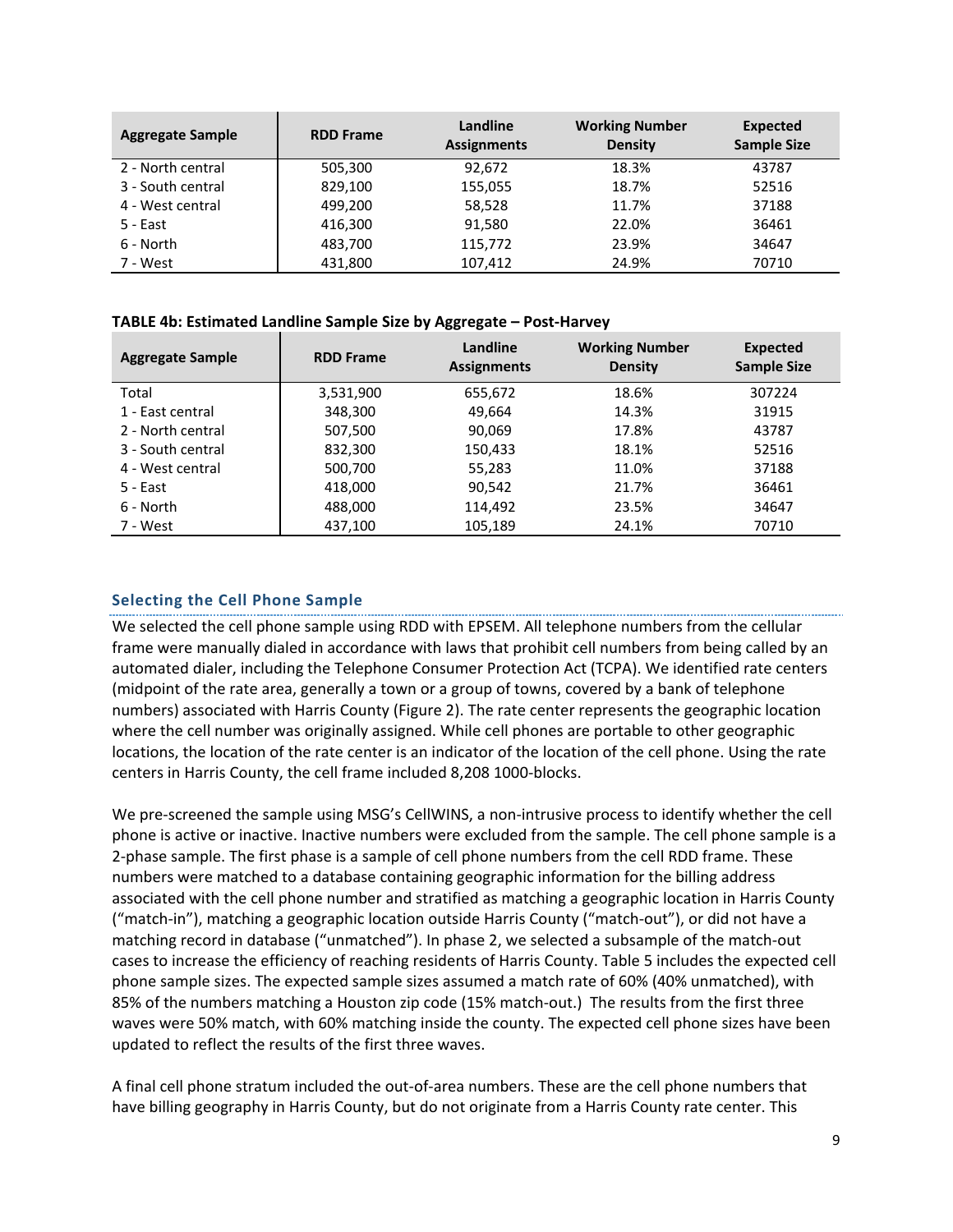| Aggregate Sample | RDD Frame | Landline Assignments | Working Number Density | Expected Sample Size |
|---|---|---|---|---|
| 2 - North central | 505,300 | 92,672 | 18.3% | 43787 |
| 3 - South central | 829,100 | 155,055 | 18.7% | 52516 |
| 4 - West central | 499,200 | 58,528 | 11.7% | 37188 |
| 5 - East | 416,300 | 91,580 | 22.0% | 36461 |
| 6 - North | 483,700 | 115,772 | 23.9% | 34647 |
| 7 - West | 431,800 | 107,412 | 24.9% | 70710 |

**TABLE 4b: Estimated Landline Sample Size by Aggregate – Post-Harvey**

| Aggregate Sample | RDD Frame | Landline Assignments | Working Number Density | Expected Sample Size |
|---|---|---|---|---|
| Total | 3,531,900 | 655,672 | 18.6% | 307224 |
| 1 - East central | 348,300 | 49,664 | 14.3% | 31915 |
| 2 - North central | 507,500 | 90,069 | 17.8% | 43787 |
| 3 - South central | 832,300 | 150,433 | 18.1% | 52516 |
| 4 - West central | 500,700 | 55,283 | 11.0% | 37188 |
| 5 - East | 418,000 | 90,542 | 21.7% | 36461 |
| 6 - North | 488,000 | 114,492 | 23.5% | 34647 |
| 7 - West | 437,100 | 105,189 | 24.1% | 70710 |

### Selecting the Cell Phone Sample

We selected the cell phone sample using RDD with EPSEM. All telephone numbers from the cellular frame were manually dialed in accordance with laws that prohibit cell numbers from being called by an automated dialer, including the Telephone Consumer Protection Act (TCPA). We identified rate centers (midpoint of the rate area, generally a town or a group of towns, covered by a bank of telephone numbers) associated with Harris County (Figure 2). The rate center represents the geographic location where the cell number was originally assigned. While cell phones are portable to other geographic locations, the location of the rate center is an indicator of the location of the cell phone. Using the rate centers in Harris County, the cell frame included 8,208 1000-blocks.

We pre-screened the sample using MSG's CellWINS, a non-intrusive process to identify whether the cell phone is active or inactive. Inactive numbers were excluded from the sample. The cell phone sample is a 2-phase sample. The first phase is a sample of cell phone numbers from the cell RDD frame. These numbers were matched to a database containing geographic information for the billing address associated with the cell phone number and stratified as matching a geographic location in Harris County ("match-in"), matching a geographic location outside Harris County ("match-out"), or did not have a matching record in database ("unmatched"). In phase 2, we selected a subsample of the match-out cases to increase the efficiency of reaching residents of Harris County. Table 5 includes the expected cell phone sample sizes. The expected sample sizes assumed a match rate of 60% (40% unmatched), with 85% of the numbers matching a Houston zip code (15% match-out.) The results from the first three waves were 50% match, with 60% matching inside the county. The expected cell phone sizes have been updated to reflect the results of the first three waves.

A final cell phone stratum included the out-of-area numbers. These are the cell phone numbers that have billing geography in Harris County, but do not originate from a Harris County rate center. This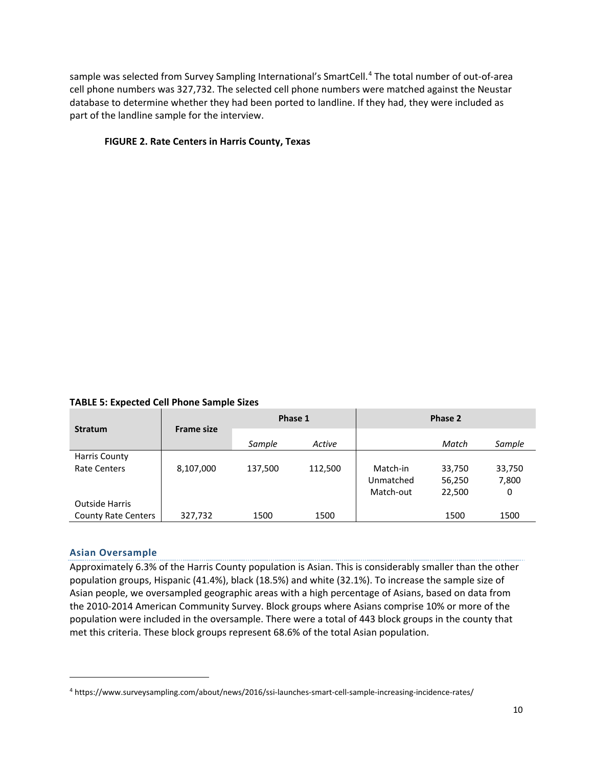sample was selected from Survey Sampling International's SmartCell.[4] The total number of out-of-area cell phone numbers was 327,732. The selected cell phone numbers were matched against the Neustar database to determine whether they had been ported to landline. If they had, they were included as part of the landline sample for the interview.

**FIGURE 2. Rate Centers in Harris County, Texas**

**TABLE 5: Expected Cell Phone Sample Sizes**

| Stratum | Frame size | Phase 1 | | Phase 2 | | |
|---|---|---|---|---|---|---|
| | | *Sample* | *Active* | | *Match* | *Sample* |
| Harris County Rate Centers | 8,107,000 | 137,500 | 112,500 | Match-in | 33,750 | 33,750 |
| | | | | Unmatched | 56,250 | 7,800 |
| | | | | Match-out | 22,500 | 0 |
| Outside Harris County Rate Centers | 327,732 | 1500 | 1500 | | 1500 | 1500 |

## Asian Oversample

Approximately 6.3% of the Harris County population is Asian. This is considerably smaller than the other population groups, Hispanic (41.4%), black (18.5%) and white (32.1%). To increase the sample size of Asian people, we oversampled geographic areas with a high percentage of Asians, based on data from the 2010-2014 American Community Survey. Block groups where Asians comprise 10% or more of the population were included in the oversample. There were a total of 443 block groups in the county that met this criteria. These block groups represent 68.6% of the total Asian population.

[4] https://www.surveysampling.com/about/news/2016/ssi-launches-smart-cell-sample-increasing-incidence-rates/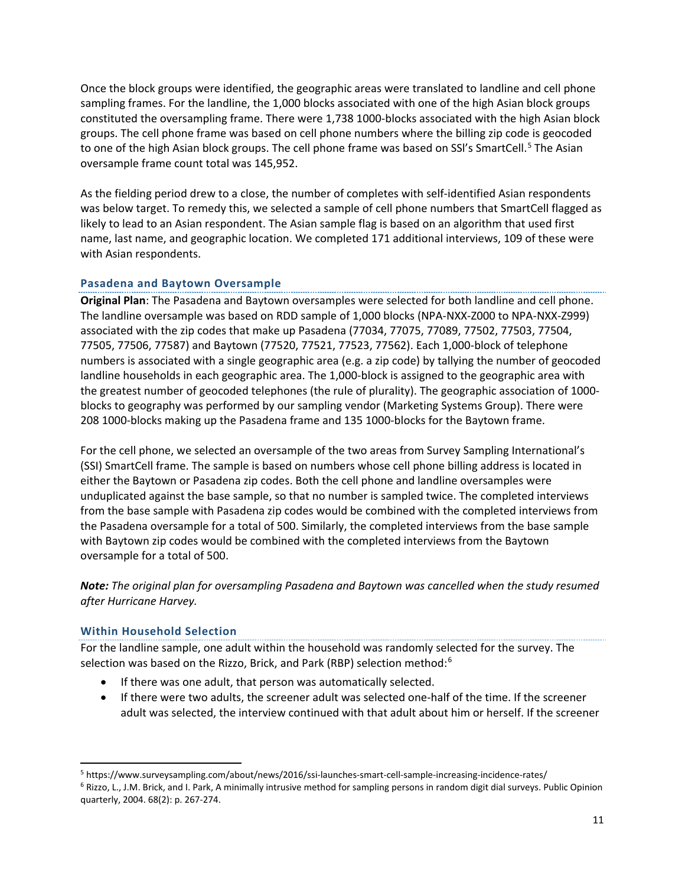Once the block groups were identified, the geographic areas were translated to landline and cell phone sampling frames. For the landline, the 1,000 blocks associated with one of the high Asian block groups constituted the oversampling frame. There were 1,738 1000-blocks associated with the high Asian block groups. The cell phone frame was based on cell phone numbers where the billing zip code is geocoded to one of the high Asian block groups. The cell phone frame was based on SSI's SmartCell.[5] The Asian oversample frame count total was 145,952.

As the fielding period drew to a close, the number of completes with self-identified Asian respondents was below target. To remedy this, we selected a sample of cell phone numbers that SmartCell flagged as likely to lead to an Asian respondent. The Asian sample flag is based on an algorithm that used first name, last name, and geographic location. We completed 171 additional interviews, 109 of these were with Asian respondents.

### Pasadena and Baytown Oversample

**Original Plan**: The Pasadena and Baytown oversamples were selected for both landline and cell phone. The landline oversample was based on RDD sample of 1,000 blocks (NPA-NXX-Z000 to NPA-NXX-Z999) associated with the zip codes that make up Pasadena (77034, 77075, 77089, 77502, 77503, 77504, 77505, 77506, 77587) and Baytown (77520, 77521, 77523, 77562). Each 1,000-block of telephone numbers is associated with a single geographic area (e.g. a zip code) by tallying the number of geocoded landline households in each geographic area. The 1,000-block is assigned to the geographic area with the greatest number of geocoded telephones (the rule of plurality). The geographic association of 1000-blocks to geography was performed by our sampling vendor (Marketing Systems Group). There were 208 1000-blocks making up the Pasadena frame and 135 1000-blocks for the Baytown frame.

For the cell phone, we selected an oversample of the two areas from Survey Sampling International's (SSI) SmartCell frame. The sample is based on numbers whose cell phone billing address is located in either the Baytown or Pasadena zip codes. Both the cell phone and landline oversamples were unduplicated against the base sample, so that no number is sampled twice. The completed interviews from the base sample with Pasadena zip codes would be combined with the completed interviews from the Pasadena oversample for a total of 500. Similarly, the completed interviews from the base sample with Baytown zip codes would be combined with the completed interviews from the Baytown oversample for a total of 500.

***Note:*** *The original plan for oversampling Pasadena and Baytown was cancelled when the study resumed after Hurricane Harvey.*

### Within Household Selection

For the landline sample, one adult within the household was randomly selected for the survey. The selection was based on the Rizzo, Brick, and Park (RBP) selection method:[6]

- If there was one adult, that person was automatically selected.
- If there were two adults, the screener adult was selected one-half of the time. If the screener adult was selected, the interview continued with that adult about him or herself. If the screener

---

[5] https://www.surveysampling.com/about/news/2016/ssi-launches-smart-cell-sample-increasing-incidence-rates/

[6] Rizzo, L., J.M. Brick, and I. Park, A minimally intrusive method for sampling persons in random digit dial surveys. Public Opinion quarterly, 2004. 68(2): p. 267-274.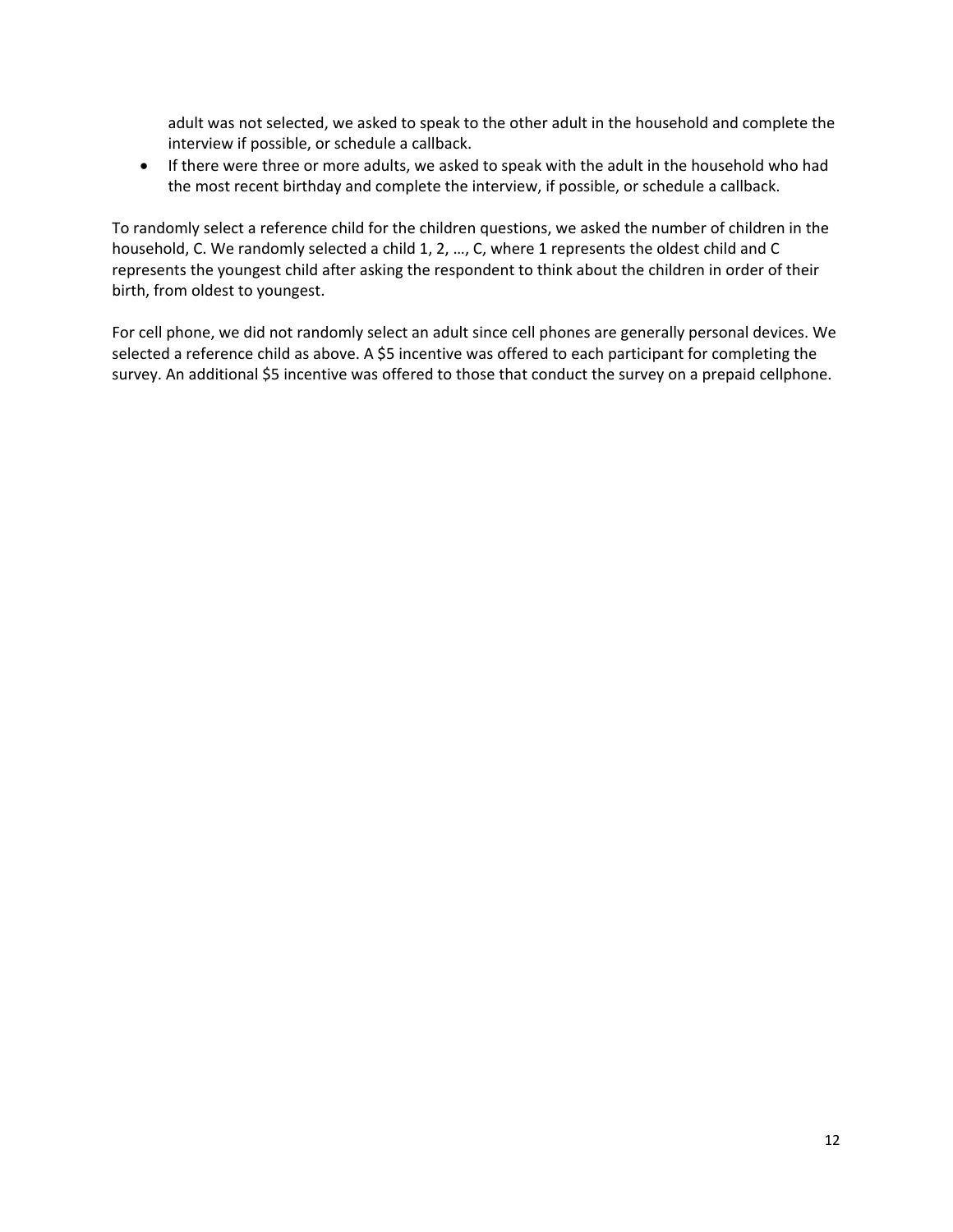adult was not selected, we asked to speak to the other adult in the household and complete the interview if possible, or schedule a callback.

- If there were three or more adults, we asked to speak with the adult in the household who had the most recent birthday and complete the interview, if possible, or schedule a callback.

To randomly select a reference child for the children questions, we asked the number of children in the household, C. We randomly selected a child 1, 2, …, C, where 1 represents the oldest child and C represents the youngest child after asking the respondent to think about the children in order of their birth, from oldest to youngest.

For cell phone, we did not randomly select an adult since cell phones are generally personal devices. We selected a reference child as above. A $5 incentive was offered to each participant for completing the survey. An additional $5 incentive was offered to those that conduct the survey on a prepaid cellphone.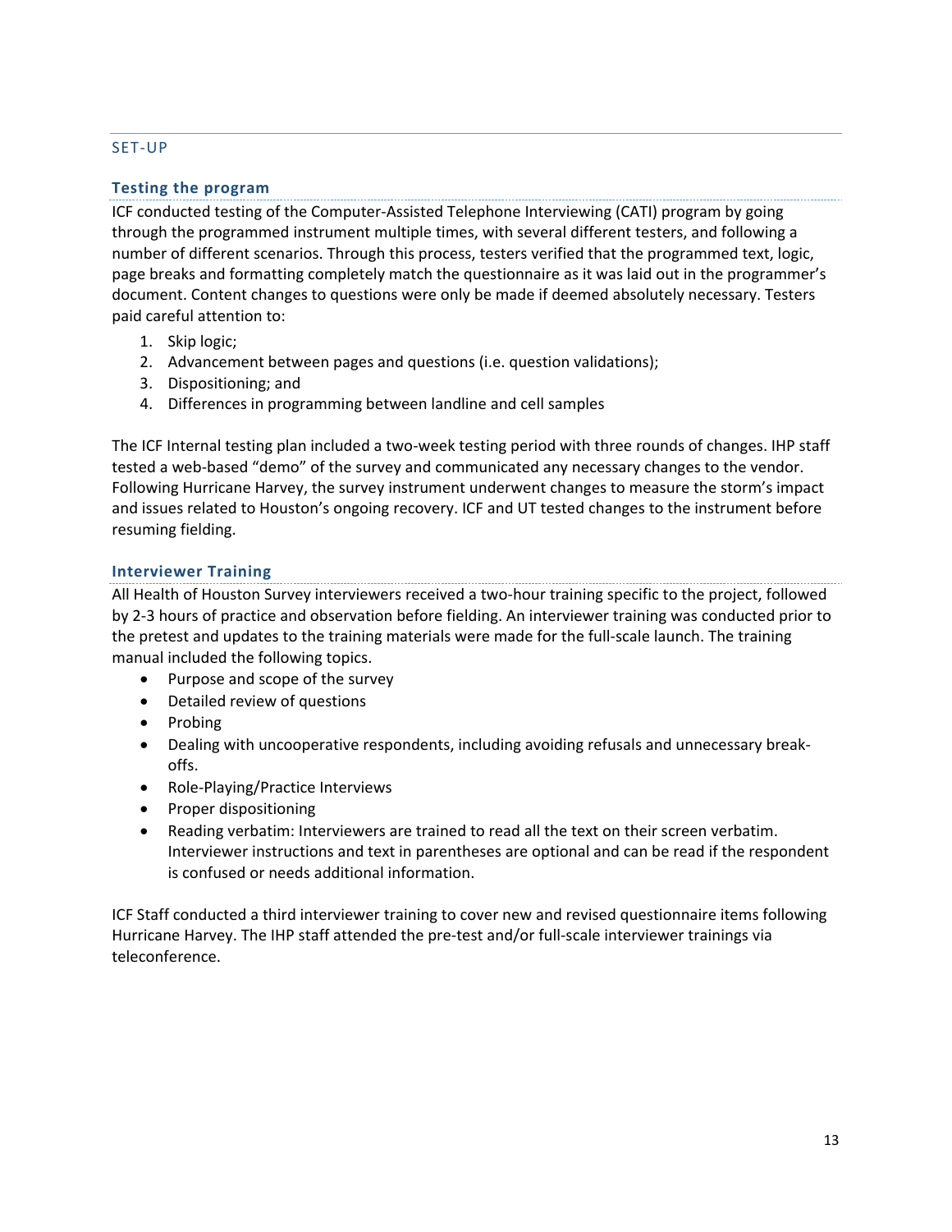## SET-UP

### Testing the program

ICF conducted testing of the Computer-Assisted Telephone Interviewing (CATI) program by going through the programmed instrument multiple times, with several different testers, and following a number of different scenarios. Through this process, testers verified that the programmed text, logic, page breaks and formatting completely match the questionnaire as it was laid out in the programmer's document. Content changes to questions were only be made if deemed absolutely necessary. Testers paid careful attention to:

1. Skip logic;
2. Advancement between pages and questions (i.e. question validations);
3. Dispositioning; and
4. Differences in programming between landline and cell samples

The ICF Internal testing plan included a two-week testing period with three rounds of changes. IHP staff tested a web-based "demo" of the survey and communicated any necessary changes to the vendor. Following Hurricane Harvey, the survey instrument underwent changes to measure the storm's impact and issues related to Houston's ongoing recovery. ICF and UT tested changes to the instrument before resuming fielding.

### Interviewer Training

All Health of Houston Survey interviewers received a two-hour training specific to the project, followed by 2-3 hours of practice and observation before fielding. An interviewer training was conducted prior to the pretest and updates to the training materials were made for the full-scale launch. The training manual included the following topics.

- Purpose and scope of the survey
- Detailed review of questions
- Probing
- Dealing with uncooperative respondents, including avoiding refusals and unnecessary break-offs.
- Role-Playing/Practice Interviews
- Proper dispositioning
- Reading verbatim: Interviewers are trained to read all the text on their screen verbatim. Interviewer instructions and text in parentheses are optional and can be read if the respondent is confused or needs additional information.

ICF Staff conducted a third interviewer training to cover new and revised questionnaire items following Hurricane Harvey. The IHP staff attended the pre-test and/or full-scale interviewer trainings via teleconference.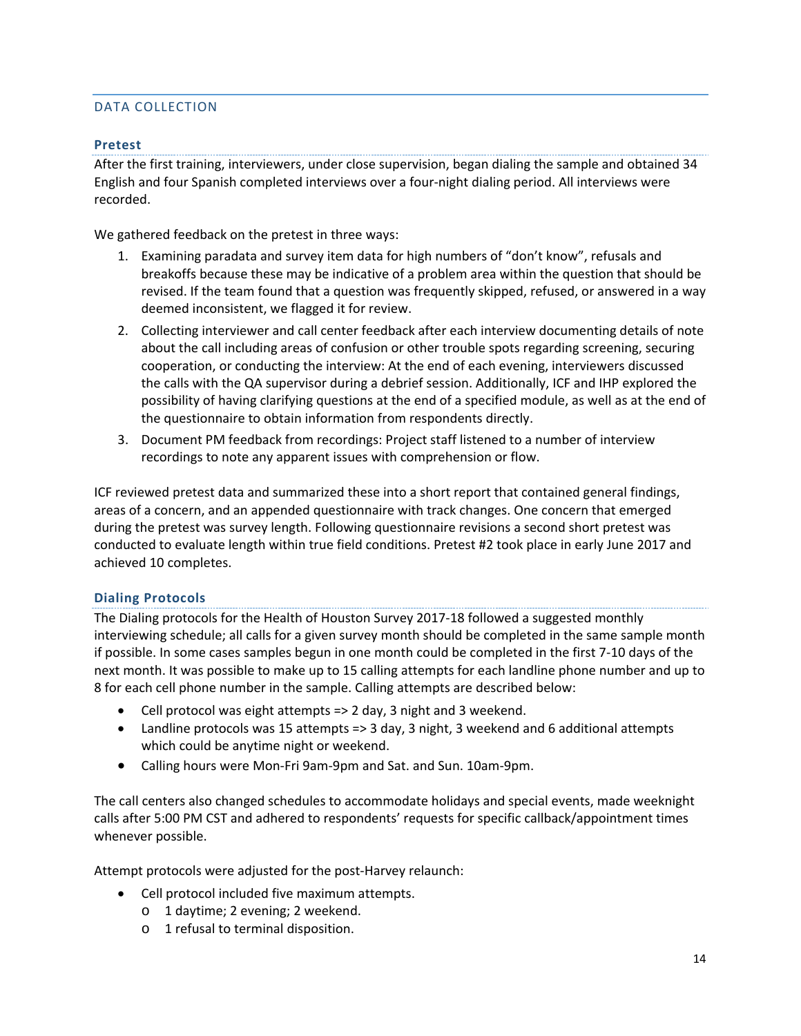## DATA COLLECTION

### Pretest

After the first training, interviewers, under close supervision, began dialing the sample and obtained 34 English and four Spanish completed interviews over a four-night dialing period. All interviews were recorded.

We gathered feedback on the pretest in three ways:

1. Examining paradata and survey item data for high numbers of "don't know", refusals and breakoffs because these may be indicative of a problem area within the question that should be revised. If the team found that a question was frequently skipped, refused, or answered in a way deemed inconsistent, we flagged it for review.
2. Collecting interviewer and call center feedback after each interview documenting details of note about the call including areas of confusion or other trouble spots regarding screening, securing cooperation, or conducting the interview: At the end of each evening, interviewers discussed the calls with the QA supervisor during a debrief session. Additionally, ICF and IHP explored the possibility of having clarifying questions at the end of a specified module, as well as at the end of the questionnaire to obtain information from respondents directly.
3. Document PM feedback from recordings: Project staff listened to a number of interview recordings to note any apparent issues with comprehension or flow.

ICF reviewed pretest data and summarized these into a short report that contained general findings, areas of a concern, and an appended questionnaire with track changes. One concern that emerged during the pretest was survey length. Following questionnaire revisions a second short pretest was conducted to evaluate length within true field conditions. Pretest #2 took place in early June 2017 and achieved 10 completes.

### Dialing Protocols

The Dialing protocols for the Health of Houston Survey 2017-18 followed a suggested monthly interviewing schedule; all calls for a given survey month should be completed in the same sample month if possible. In some cases samples begun in one month could be completed in the first 7-10 days of the next month. It was possible to make up to 15 calling attempts for each landline phone number and up to 8 for each cell phone number in the sample. Calling attempts are described below:

- Cell protocol was eight attempts => 2 day, 3 night and 3 weekend.
- Landline protocols was 15 attempts => 3 day, 3 night, 3 weekend and 6 additional attempts which could be anytime night or weekend.
- Calling hours were Mon-Fri 9am-9pm and Sat. and Sun. 10am-9pm.

The call centers also changed schedules to accommodate holidays and special events, made weeknight calls after 5:00 PM CST and adhered to respondents' requests for specific callback/appointment times whenever possible.

Attempt protocols were adjusted for the post-Harvey relaunch:

- Cell protocol included five maximum attempts.
  - 1 daytime; 2 evening; 2 weekend.
  - 1 refusal to terminal disposition.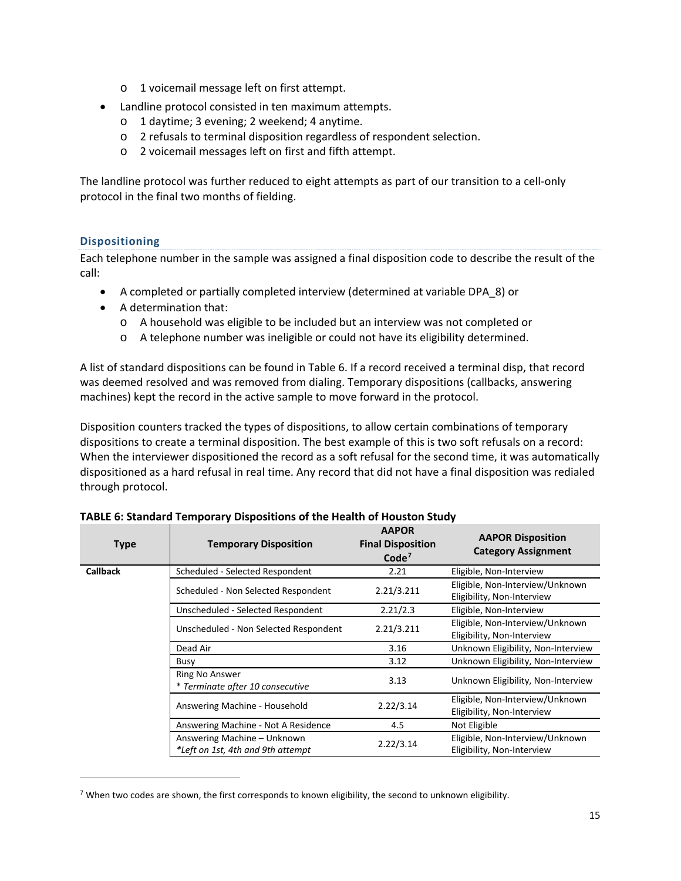- 1 voicemail message left on first attempt.
- Landline protocol consisted in ten maximum attempts.
  - 1 daytime; 3 evening; 2 weekend; 4 anytime.
  - 2 refusals to terminal disposition regardless of respondent selection.
  - 2 voicemail messages left on first and fifth attempt.

The landline protocol was further reduced to eight attempts as part of our transition to a cell-only protocol in the final two months of fielding.

### Dispositioning

Each telephone number in the sample was assigned a final disposition code to describe the result of the call:

- A completed or partially completed interview (determined at variable DPA_8) or
- A determination that:
  - A household was eligible to be included but an interview was not completed or
  - A telephone number was ineligible or could not have its eligibility determined.

A list of standard dispositions can be found in Table 6. If a record received a terminal disp, that record was deemed resolved and was removed from dialing. Temporary dispositions (callbacks, answering machines) kept the record in the active sample to move forward in the protocol.

Disposition counters tracked the types of dispositions, to allow certain combinations of temporary dispositions to create a terminal disposition. The best example of this is two soft refusals on a record: When the interviewer dispositioned the record as a soft refusal for the second time, it was automatically dispositioned as a hard refusal in real time. Any record that did not have a final disposition was redialed through protocol.

**TABLE 6: Standard Temporary Dispositions of the Health of Houston Study**

| Type | Temporary Disposition | AAPOR Final Disposition Code[7] | AAPOR Disposition Category Assignment |
|---|---|---|---|
| **Callback** | Scheduled - Selected Respondent | 2.21 | Eligible, Non-Interview |
| | Scheduled - Non Selected Respondent | 2.21/3.211 | Eligible, Non-Interview/Unknown Eligibility, Non-Interview |
| | Unscheduled - Selected Respondent | 2.21/2.3 | Eligible, Non-Interview |
| | Unscheduled - Non Selected Respondent | 2.21/3.211 | Eligible, Non-Interview/Unknown Eligibility, Non-Interview |
| | Dead Air | 3.16 | Unknown Eligibility, Non-Interview |
| | Busy | 3.12 | Unknown Eligibility, Non-Interview |
| | Ring No Answer<br>* *Terminate after 10 consecutive* | 3.13 | Unknown Eligibility, Non-Interview |
| | Answering Machine - Household | 2.22/3.14 | Eligible, Non-Interview/Unknown Eligibility, Non-Interview |
| | Answering Machine - Not A Residence | 4.5 | Not Eligible |
| | Answering Machine – Unknown<br>*\*Left on 1st, 4th and 9th attempt* | 2.22/3.14 | Eligible, Non-Interview/Unknown Eligibility, Non-Interview |

[7] When two codes are shown, the first corresponds to known eligibility, the second to unknown eligibility.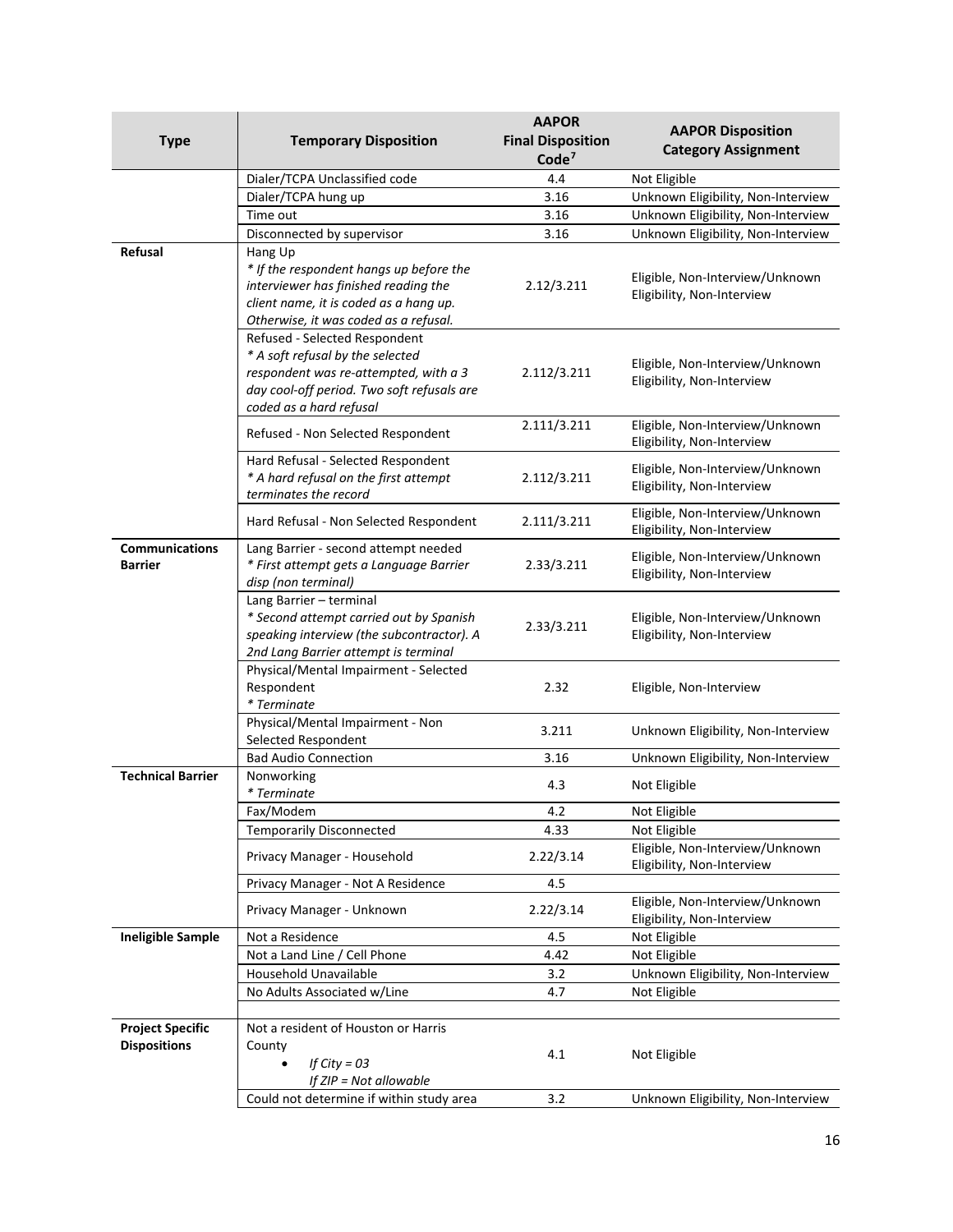| Type | Temporary Disposition | AAPOR Final Disposition Code[7] | AAPOR Disposition Category Assignment |
|---|---|---|---|
| | Dialer/TCPA Unclassified code | 4.4 | Not Eligible |
| | Dialer/TCPA hung up | 3.16 | Unknown Eligibility, Non-Interview |
| | Time out | 3.16 | Unknown Eligibility, Non-Interview |
| | Disconnected by supervisor | 3.16 | Unknown Eligibility, Non-Interview |
| **Refusal** | Hang Up<br>*\* If the respondent hangs up before the interviewer has finished reading the client name, it is coded as a hang up. Otherwise, it was coded as a refusal.* | 2.12/3.211 | Eligible, Non-Interview/Unknown Eligibility, Non-Interview |
| | Refused - Selected Respondent<br>*\* A soft refusal by the selected respondent was re-attempted, with a 3 day cool-off period. Two soft refusals are coded as a hard refusal* | 2.112/3.211 | Eligible, Non-Interview/Unknown Eligibility, Non-Interview |
| | Refused - Non Selected Respondent | 2.111/3.211 | Eligible, Non-Interview/Unknown Eligibility, Non-Interview |
| | Hard Refusal - Selected Respondent<br>*\* A hard refusal on the first attempt terminates the record* | 2.112/3.211 | Eligible, Non-Interview/Unknown Eligibility, Non-Interview |
| | Hard Refusal - Non Selected Respondent | 2.111/3.211 | Eligible, Non-Interview/Unknown Eligibility, Non-Interview |
| **Communications Barrier** | Lang Barrier - second attempt needed<br>*\* First attempt gets a Language Barrier disp (non terminal)* | 2.33/3.211 | Eligible, Non-Interview/Unknown Eligibility, Non-Interview |
| | Lang Barrier – terminal<br>*\* Second attempt carried out by Spanish speaking interview (the subcontractor). A 2nd Lang Barrier attempt is terminal* | 2.33/3.211 | Eligible, Non-Interview/Unknown Eligibility, Non-Interview |
| | Physical/Mental Impairment - Selected Respondent<br>*\* Terminate* | 2.32 | Eligible, Non-Interview |
| | Physical/Mental Impairment - Non Selected Respondent | 3.211 | Unknown Eligibility, Non-Interview |
| | Bad Audio Connection | 3.16 | Unknown Eligibility, Non-Interview |
| **Technical Barrier** | Nonworking<br>*\* Terminate* | 4.3 | Not Eligible |
| | Fax/Modem | 4.2 | Not Eligible |
| | Temporarily Disconnected | 4.33 | Not Eligible |
| | Privacy Manager - Household | 2.22/3.14 | Eligible, Non-Interview/Unknown Eligibility, Non-Interview |
| | Privacy Manager - Not A Residence | 4.5 | |
| | Privacy Manager - Unknown | 2.22/3.14 | Eligible, Non-Interview/Unknown Eligibility, Non-Interview |
| **Ineligible Sample** | Not a Residence | 4.5 | Not Eligible |
| | Not a Land Line / Cell Phone | 4.42 | Not Eligible |
| | Household Unavailable | 3.2 | Unknown Eligibility, Non-Interview |
| | No Adults Associated w/Line | 4.7 | Not Eligible |
| | | | |
| **Project Specific Dispositions** | Not a resident of Houston or Harris County<br>• *If City = 03*<br>*If ZIP = Not allowable* | 4.1 | Not Eligible |
| | Could not determine if within study area | 3.2 | Unknown Eligibility, Non-Interview |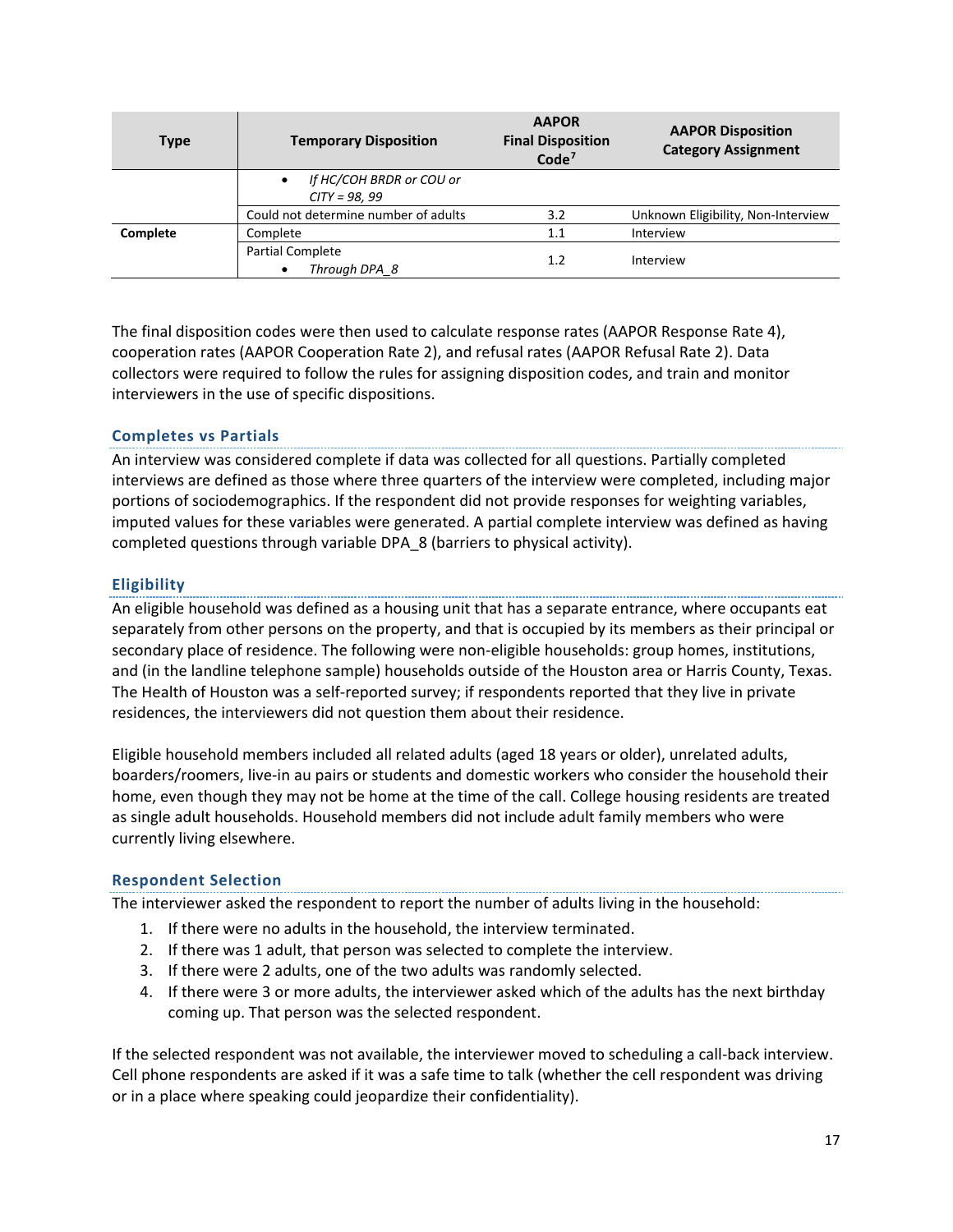| Type | Temporary Disposition | AAPOR Final Disposition Code[7] | AAPOR Disposition Category Assignment |
|---|---|---|---|
| | • *If HC/COH BRDR or COU or CITY = 98, 99* | | |
| | Could not determine number of adults | 3.2 | Unknown Eligibility, Non-Interview |
| **Complete** | Complete | 1.1 | Interview |
| | Partial Complete<br>• *Through DPA_8* | 1.2 | Interview |

The final disposition codes were then used to calculate response rates (AAPOR Response Rate 4), cooperation rates (AAPOR Cooperation Rate 2), and refusal rates (AAPOR Refusal Rate 2). Data collectors were required to follow the rules for assigning disposition codes, and train and monitor interviewers in the use of specific dispositions.

### Completes vs Partials

An interview was considered complete if data was collected for all questions. Partially completed interviews are defined as those where three quarters of the interview were completed, including major portions of sociodemographics. If the respondent did not provide responses for weighting variables, imputed values for these variables were generated. A partial complete interview was defined as having completed questions through variable DPA_8 (barriers to physical activity).

### Eligibility

An eligible household was defined as a housing unit that has a separate entrance, where occupants eat separately from other persons on the property, and that is occupied by its members as their principal or secondary place of residence. The following were non-eligible households: group homes, institutions, and (in the landline telephone sample) households outside of the Houston area or Harris County, Texas. The Health of Houston was a self-reported survey; if respondents reported that they live in private residences, the interviewers did not question them about their residence.

Eligible household members included all related adults (aged 18 years or older), unrelated adults, boarders/roomers, live-in au pairs or students and domestic workers who consider the household their home, even though they may not be home at the time of the call. College housing residents are treated as single adult households. Household members did not include adult family members who were currently living elsewhere.

### Respondent Selection

The interviewer asked the respondent to report the number of adults living in the household:

1. If there were no adults in the household, the interview terminated.
2. If there was 1 adult, that person was selected to complete the interview.
3. If there were 2 adults, one of the two adults was randomly selected.
4. If there were 3 or more adults, the interviewer asked which of the adults has the next birthday coming up. That person was the selected respondent.

If the selected respondent was not available, the interviewer moved to scheduling a call-back interview. Cell phone respondents are asked if it was a safe time to talk (whether the cell respondent was driving or in a place where speaking could jeopardize their confidentiality).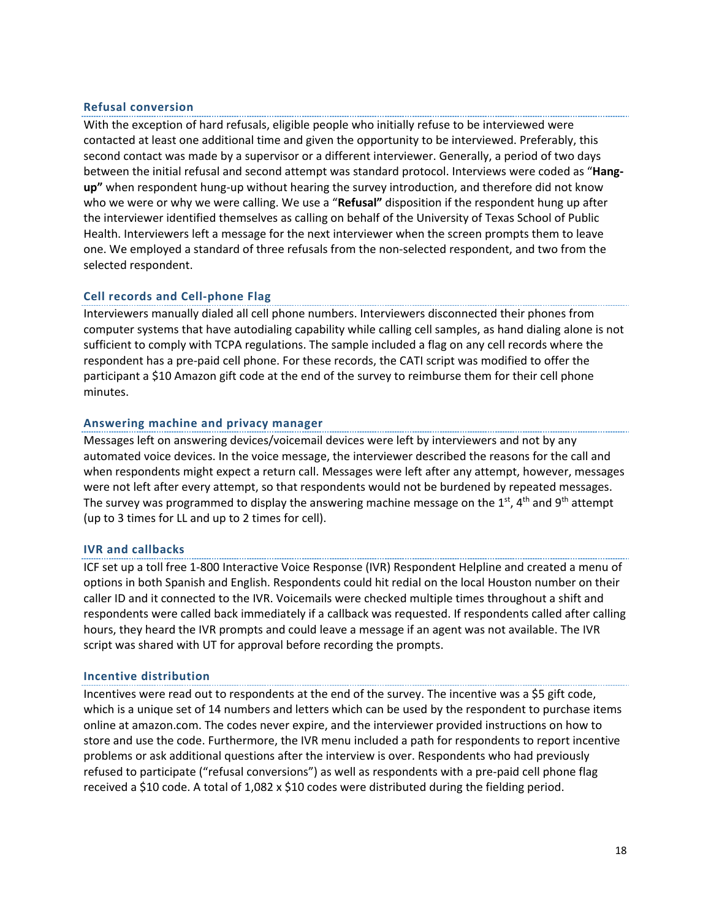### Refusal conversion

With the exception of hard refusals, eligible people who initially refuse to be interviewed were contacted at least one additional time and given the opportunity to be interviewed. Preferably, this second contact was made by a supervisor or a different interviewer. Generally, a period of two days between the initial refusal and second attempt was standard protocol. Interviews were coded as "**Hang-up"** when respondent hung-up without hearing the survey introduction, and therefore did not know who we were or why we were calling. We use a "**Refusal"** disposition if the respondent hung up after the interviewer identified themselves as calling on behalf of the University of Texas School of Public Health. Interviewers left a message for the next interviewer when the screen prompts them to leave one. We employed a standard of three refusals from the non-selected respondent, and two from the selected respondent.

### Cell records and Cell-phone Flag

Interviewers manually dialed all cell phone numbers. Interviewers disconnected their phones from computer systems that have autodialing capability while calling cell samples, as hand dialing alone is not sufficient to comply with TCPA regulations. The sample included a flag on any cell records where the respondent has a pre-paid cell phone. For these records, the CATI script was modified to offer the participant a $10 Amazon gift code at the end of the survey to reimburse them for their cell phone minutes.

### Answering machine and privacy manager

Messages left on answering devices/voicemail devices were left by interviewers and not by any automated voice devices. In the voice message, the interviewer described the reasons for the call and when respondents might expect a return call. Messages were left after any attempt, however, messages were not left after every attempt, so that respondents would not be burdened by repeated messages. The survey was programmed to display the answering machine message on the 1st, 4th and 9th attempt (up to 3 times for LL and up to 2 times for cell).

### IVR and callbacks

ICF set up a toll free 1-800 Interactive Voice Response (IVR) Respondent Helpline and created a menu of options in both Spanish and English. Respondents could hit redial on the local Houston number on their caller ID and it connected to the IVR. Voicemails were checked multiple times throughout a shift and respondents were called back immediately if a callback was requested. If respondents called after calling hours, they heard the IVR prompts and could leave a message if an agent was not available. The IVR script was shared with UT for approval before recording the prompts.

### Incentive distribution

Incentives were read out to respondents at the end of the survey. The incentive was a $5 gift code, which is a unique set of 14 numbers and letters which can be used by the respondent to purchase items online at amazon.com. The codes never expire, and the interviewer provided instructions on how to store and use the code. Furthermore, the IVR menu included a path for respondents to report incentive problems or ask additional questions after the interview is over. Respondents who had previously refused to participate ("refusal conversions") as well as respondents with a pre-paid cell phone flag received a $10 code. A total of 1,082 x $10 codes were distributed during the fielding period.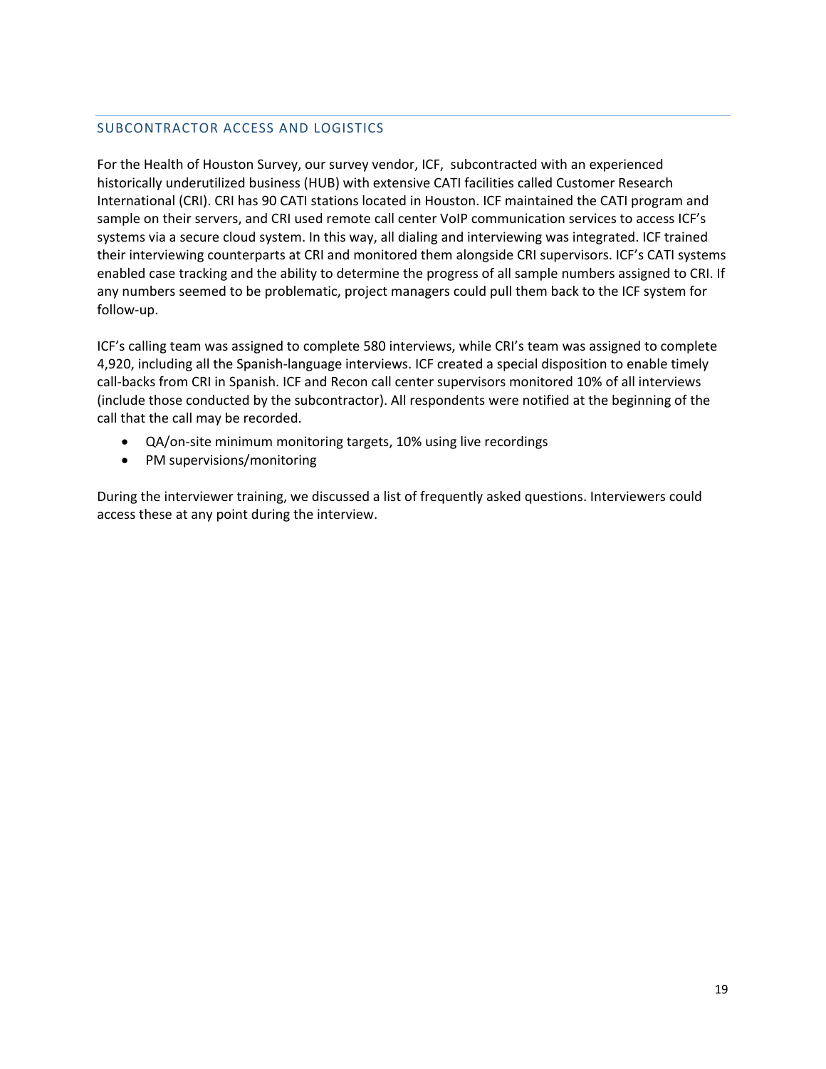## SUBCONTRACTOR ACCESS AND LOGISTICS

For the Health of Houston Survey, our survey vendor, ICF, subcontracted with an experienced historically underutilized business (HUB) with extensive CATI facilities called Customer Research International (CRI). CRI has 90 CATI stations located in Houston. ICF maintained the CATI program and sample on their servers, and CRI used remote call center VoIP communication services to access ICF's systems via a secure cloud system. In this way, all dialing and interviewing was integrated. ICF trained their interviewing counterparts at CRI and monitored them alongside CRI supervisors. ICF's CATI systems enabled case tracking and the ability to determine the progress of all sample numbers assigned to CRI. If any numbers seemed to be problematic, project managers could pull them back to the ICF system for follow-up.

ICF's calling team was assigned to complete 580 interviews, while CRI's team was assigned to complete 4,920, including all the Spanish-language interviews. ICF created a special disposition to enable timely call-backs from CRI in Spanish. ICF and Recon call center supervisors monitored 10% of all interviews (include those conducted by the subcontractor). All respondents were notified at the beginning of the call that the call may be recorded.

- QA/on-site minimum monitoring targets, 10% using live recordings
- PM supervisions/monitoring

During the interviewer training, we discussed a list of frequently asked questions. Interviewers could access these at any point during the interview.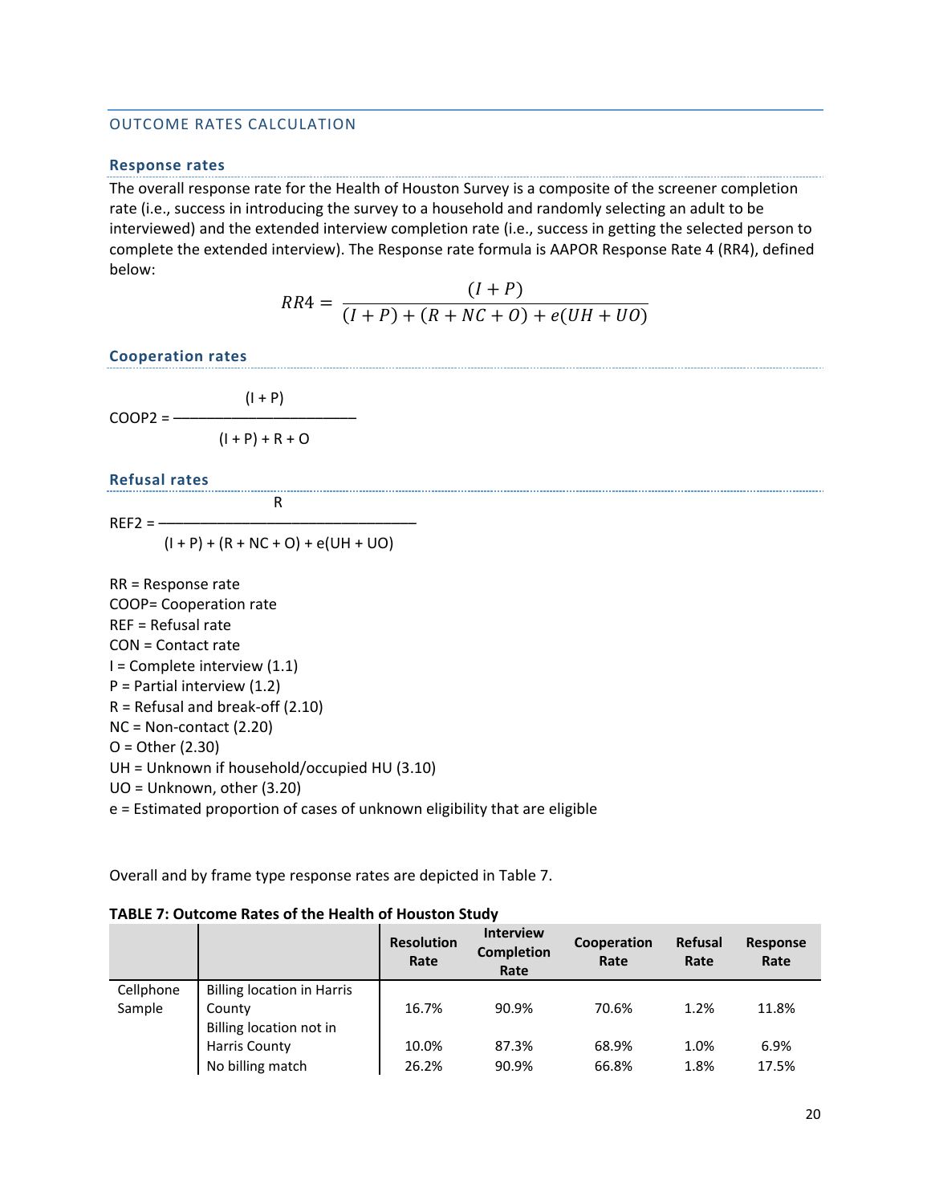## OUTCOME RATES CALCULATION

### Response rates

The overall response rate for the Health of Houston Survey is a composite of the screener completion rate (i.e., success in introducing the survey to a household and randomly selecting an adult to be interviewed) and the extended interview completion rate (i.e., success in getting the selected person to complete the extended interview). The Response rate formula is AAPOR Response Rate 4 (RR4), defined below:

$$RR4 = \frac{(I + P)}{(I + P) + (R + NC + O) + e(UH + UO)}$$

### Cooperation rates

$$COOP2 = \frac{(I + P)}{(I + P) + R + O}$$

### Refusal rates

$$REF2 = \frac{R}{(I + P) + (R + NC + O) + e(UH + UO)}$$

RR = Response rate
COOP= Cooperation rate
REF = Refusal rate
CON = Contact rate
I = Complete interview (1.1)
P = Partial interview (1.2)
R = Refusal and break-off (2.10)
NC = Non-contact (2.20)
O = Other (2.30)
UH = Unknown if household/occupied HU (3.10)
UO = Unknown, other (3.20)
e = Estimated proportion of cases of unknown eligibility that are eligible

Overall and by frame type response rates are depicted in Table 7.

**TABLE 7: Outcome Rates of the Health of Houston Study**

| | | Resolution Rate | Interview Completion Rate | Cooperation Rate | Refusal Rate | Response Rate |
|---|---|---|---|---|---|---|
| Cellphone Sample | Billing location in Harris County | 16.7% | 90.9% | 70.6% | 1.2% | 11.8% |
| | Billing location not in Harris County | 10.0% | 87.3% | 68.9% | 1.0% | 6.9% |
| | No billing match | 26.2% | 90.9% | 66.8% | 1.8% | 17.5% |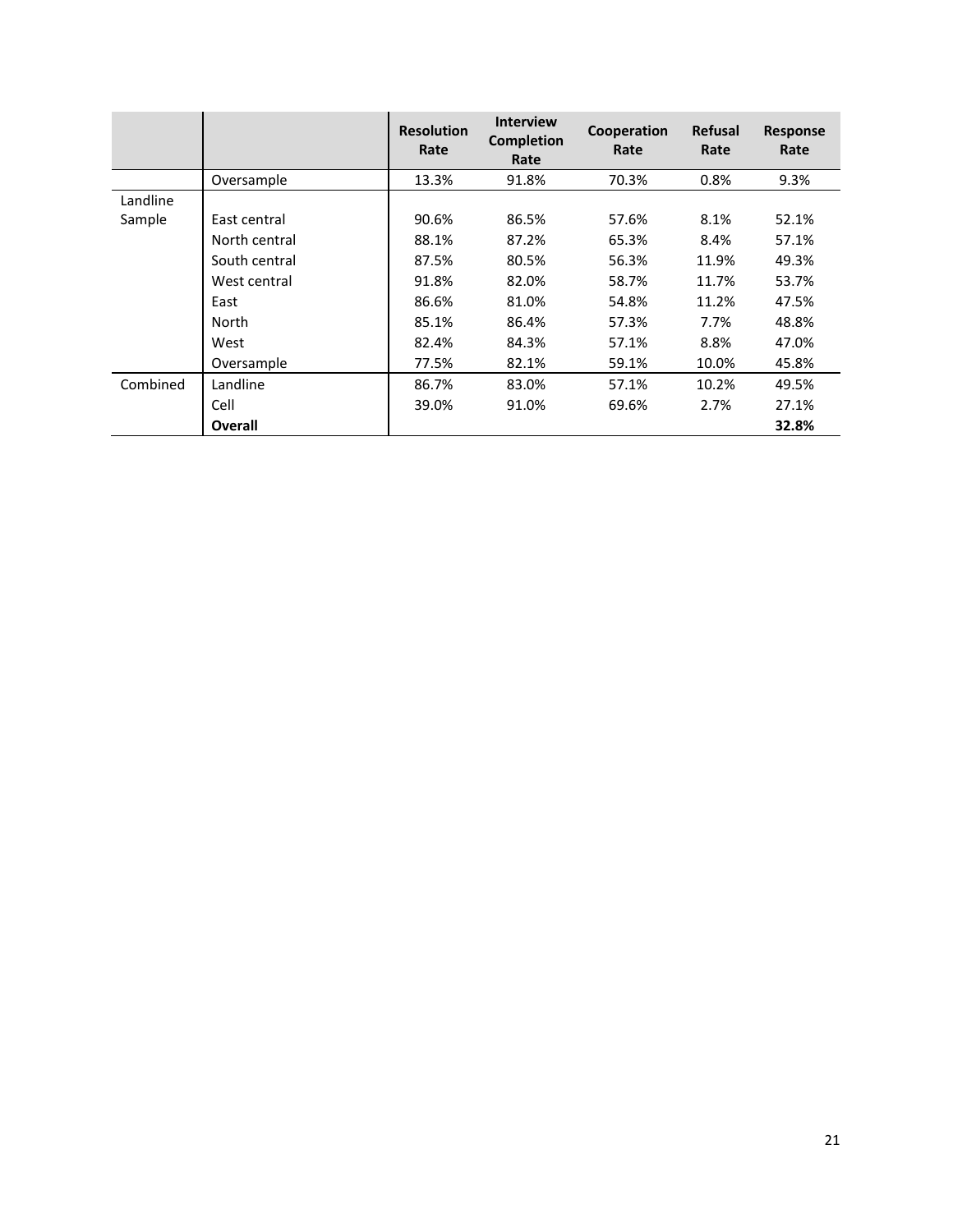| | | Resolution Rate | Interview Completion Rate | Cooperation Rate | Refusal Rate | Response Rate |
|---|---|---|---|---|---|---|
| | Oversample | 13.3% | 91.8% | 70.3% | 0.8% | 9.3% |
| Landline Sample | | | | | | |
| | East central | 90.6% | 86.5% | 57.6% | 8.1% | 52.1% |
| | North central | 88.1% | 87.2% | 65.3% | 8.4% | 57.1% |
| | South central | 87.5% | 80.5% | 56.3% | 11.9% | 49.3% |
| | West central | 91.8% | 82.0% | 58.7% | 11.7% | 53.7% |
| | East | 86.6% | 81.0% | 54.8% | 11.2% | 47.5% |
| | North | 85.1% | 86.4% | 57.3% | 7.7% | 48.8% |
| | West | 82.4% | 84.3% | 57.1% | 8.8% | 47.0% |
| | Oversample | 77.5% | 82.1% | 59.1% | 10.0% | 45.8% |
| Combined | Landline | 86.7% | 83.0% | 57.1% | 10.2% | 49.5% |
| | Cell | 39.0% | 91.0% | 69.6% | 2.7% | 27.1% |
| | **Overall** | | | | | **32.8%** |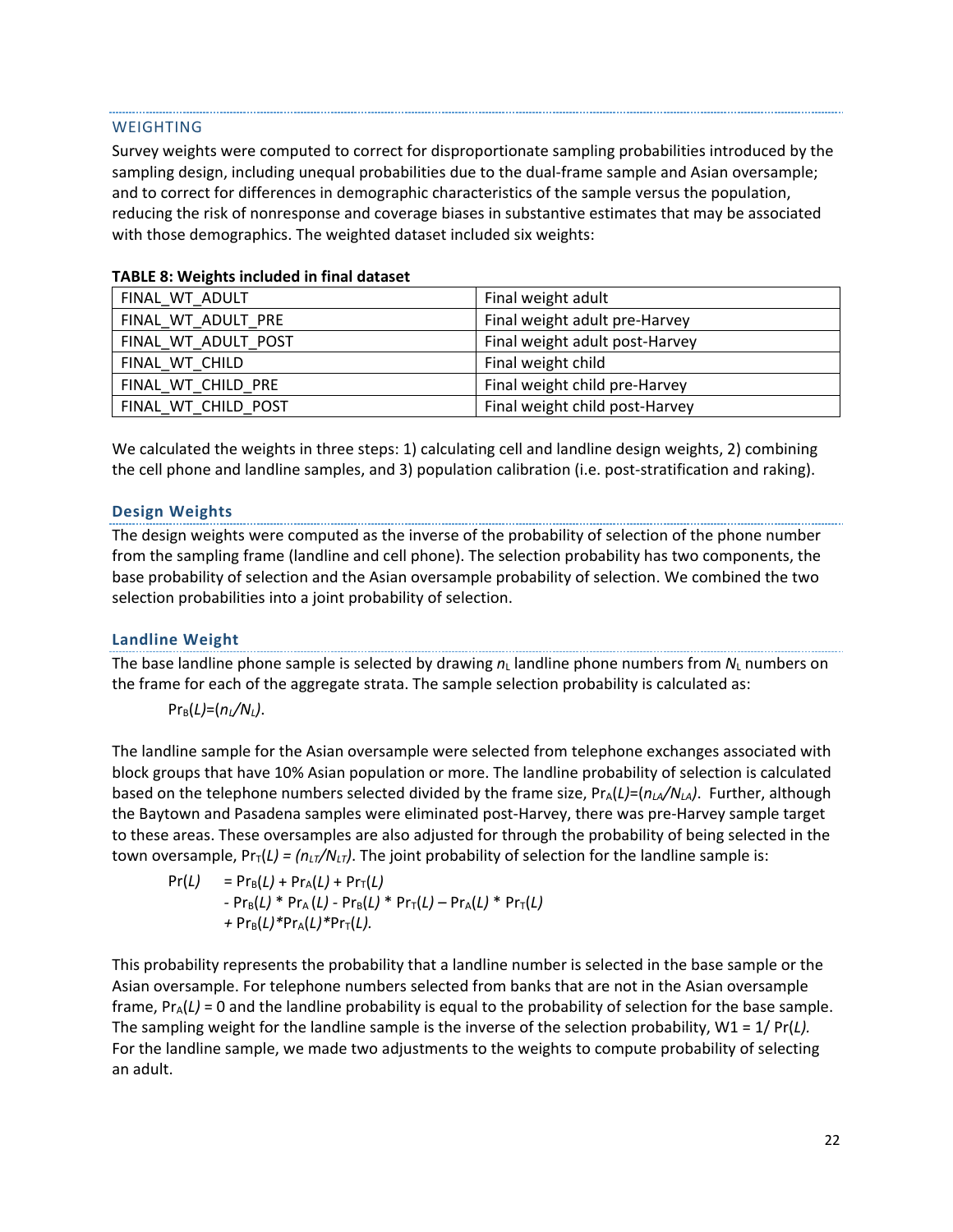## WEIGHTING

Survey weights were computed to correct for disproportionate sampling probabilities introduced by the sampling design, including unequal probabilities due to the dual-frame sample and Asian oversample; and to correct for differences in demographic characteristics of the sample versus the population, reducing the risk of nonresponse and coverage biases in substantive estimates that may be associated with those demographics. The weighted dataset included six weights:

**TABLE 8: Weights included in final dataset**

| | |
|---|---|
| FINAL_WT_ADULT | Final weight adult |
| FINAL_WT_ADULT_PRE | Final weight adult pre-Harvey |
| FINAL_WT_ADULT_POST | Final weight adult post-Harvey |
| FINAL_WT_CHILD | Final weight child |
| FINAL_WT_CHILD_PRE | Final weight child pre-Harvey |
| FINAL_WT_CHILD_POST | Final weight child post-Harvey |

We calculated the weights in three steps: 1) calculating cell and landline design weights, 2) combining the cell phone and landline samples, and 3) population calibration (i.e. post-stratification and raking).

### Design Weights

The design weights were computed as the inverse of the probability of selection of the phone number from the sampling frame (landline and cell phone). The selection probability has two components, the base probability of selection and the Asian oversample probability of selection. We combined the two selection probabilities into a joint probability of selection.

### Landline Weight

The base landline phone sample is selected by drawing $n_L$ landline phone numbers from $N_L$ numbers on the frame for each of the aggregate strata. The sample selection probability is calculated as:

$$Pr_B(L)=(n_L/N_L).$$

The landline sample for the Asian oversample were selected from telephone exchanges associated with block groups that have 10% Asian population or more. The landline probability of selection is calculated based on the telephone numbers selected divided by the frame size, $Pr_A(L)=(n_{LA}/N_{LA})$. Further, although the Baytown and Pasadena samples were eliminated post-Harvey, there was pre-Harvey sample target to these areas. These oversamples are also adjusted for through the probability of being selected in the town oversample, $Pr_T(L) = (n_{LT}/N_{LT})$. The joint probability of selection for the landline sample is:

$$\begin{aligned} Pr(L) &= Pr_B(L) + Pr_A(L) + Pr_T(L) \\ &\quad - Pr_B(L) * Pr_A(L) - Pr_B(L) * Pr_T(L) - Pr_A(L) * Pr_T(L) \\ &\quad + Pr_B(L)*Pr_A(L)*Pr_T(L). \end{aligned}$$

This probability represents the probability that a landline number is selected in the base sample or the Asian oversample. For telephone numbers selected from banks that are not in the Asian oversample frame, $Pr_A(L) = 0$ and the landline probability is equal to the probability of selection for the base sample. The sampling weight for the landline sample is the inverse of the selection probability, $W1 = 1/ Pr(L)$. For the landline sample, we made two adjustments to the weights to compute probability of selecting an adult.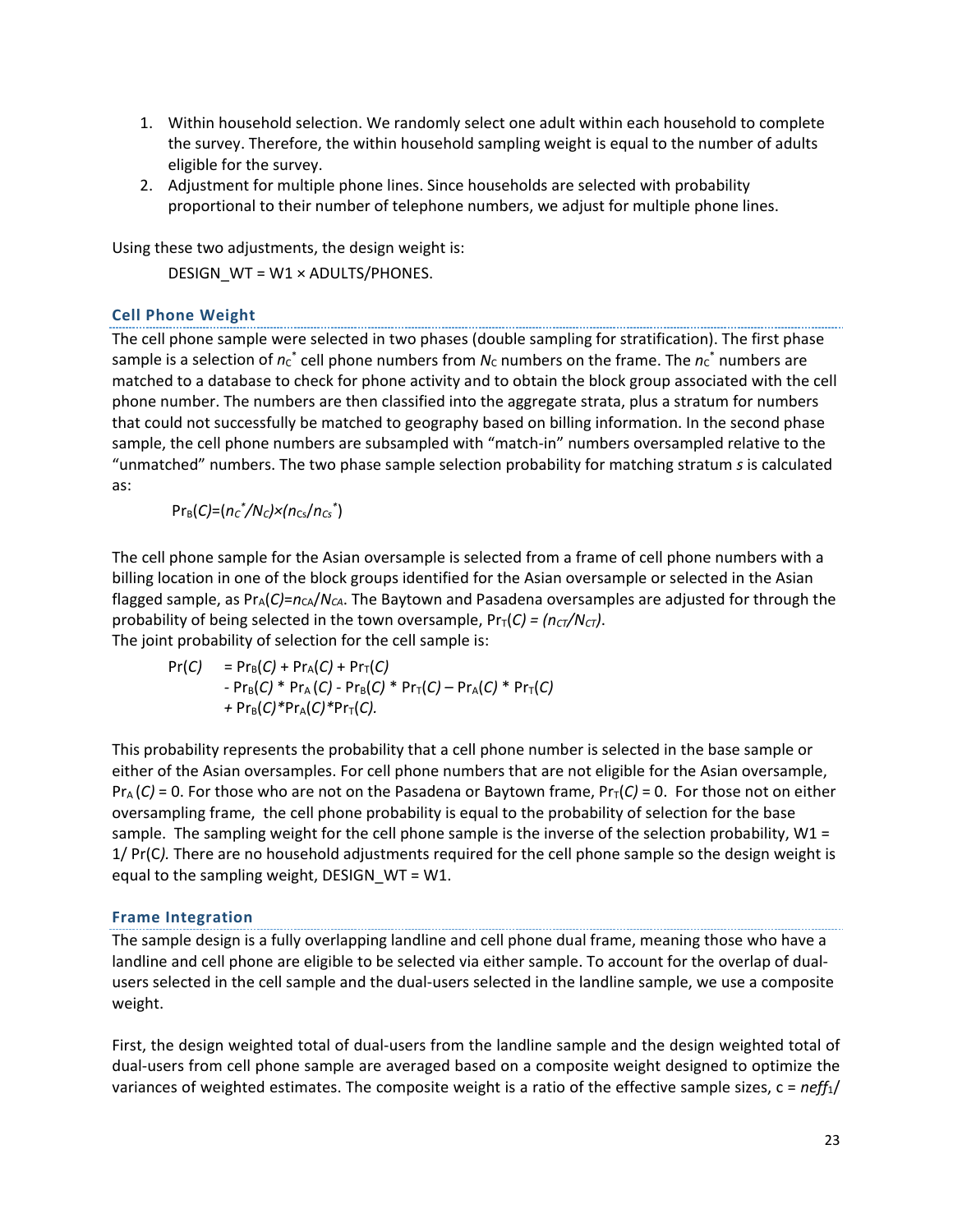1. Within household selection. We randomly select one adult within each household to complete the survey. Therefore, the within household sampling weight is equal to the number of adults eligible for the survey.
2. Adjustment for multiple phone lines. Since households are selected with probability proportional to their number of telephone numbers, we adjust for multiple phone lines.

Using these two adjustments, the design weight is:

DESIGN_WT = W1 × ADULTS/PHONES.

### Cell Phone Weight

The cell phone sample were selected in two phases (double sampling for stratification). The first phase sample is a selection of $n_C^*$ cell phone numbers from $N_C$ numbers on the frame. The $n_C^*$ numbers are matched to a database to check for phone activity and to obtain the block group associated with the cell phone number. The numbers are then classified into the aggregate strata, plus a stratum for numbers that could not successfully be matched to geography based on billing information. In the second phase sample, the cell phone numbers are subsampled with "match-in" numbers oversampled relative to the "unmatched" numbers. The two phase sample selection probability for matching stratum $s$ is calculated as:

$$Pr_B(C)=(n_C^*/N_C)\times(n_{Cs}/n_{Cs}^*)$$

The cell phone sample for the Asian oversample is selected from a frame of cell phone numbers with a billing location in one of the block groups identified for the Asian oversample or selected in the Asian flagged sample, as $Pr_A(C)=n_{CA}/N_{CA}$. The Baytown and Pasadena oversamples are adjusted for through the probability of being selected in the town oversample, $Pr_T(C) = (n_{CT}/N_{CT})$.
The joint probability of selection for the cell sample is:

$$\begin{aligned} Pr(C) &= Pr_B(C) + Pr_A(C) + Pr_T(C) \\ &\quad - Pr_B(C) * Pr_A(C) - Pr_B(C) * Pr_T(C) - Pr_A(C) * Pr_T(C) \\ &\quad + Pr_B(C)*Pr_A(C)*Pr_T(C). \end{aligned}$$

This probability represents the probability that a cell phone number is selected in the base sample or either of the Asian oversamples. For cell phone numbers that are not eligible for the Asian oversample, $Pr_A(C) = 0$. For those who are not on the Pasadena or Baytown frame, $Pr_T(C) = 0$. For those not on either oversampling frame, the cell phone probability is equal to the probability of selection for the base sample. The sampling weight for the cell phone sample is the inverse of the selection probability, W1 = 1/ Pr(C). There are no household adjustments required for the cell phone sample so the design weight is equal to the sampling weight, DESIGN_WT = W1.

### Frame Integration

The sample design is a fully overlapping landline and cell phone dual frame, meaning those who have a landline and cell phone are eligible to be selected via either sample. To account for the overlap of dual-users selected in the cell sample and the dual-users selected in the landline sample, we use a composite weight.

First, the design weighted total of dual-users from the landline sample and the design weighted total of dual-users from cell phone sample are averaged based on a composite weight designed to optimize the variances of weighted estimates. The composite weight is a ratio of the effective sample sizes, c = $neff_1$/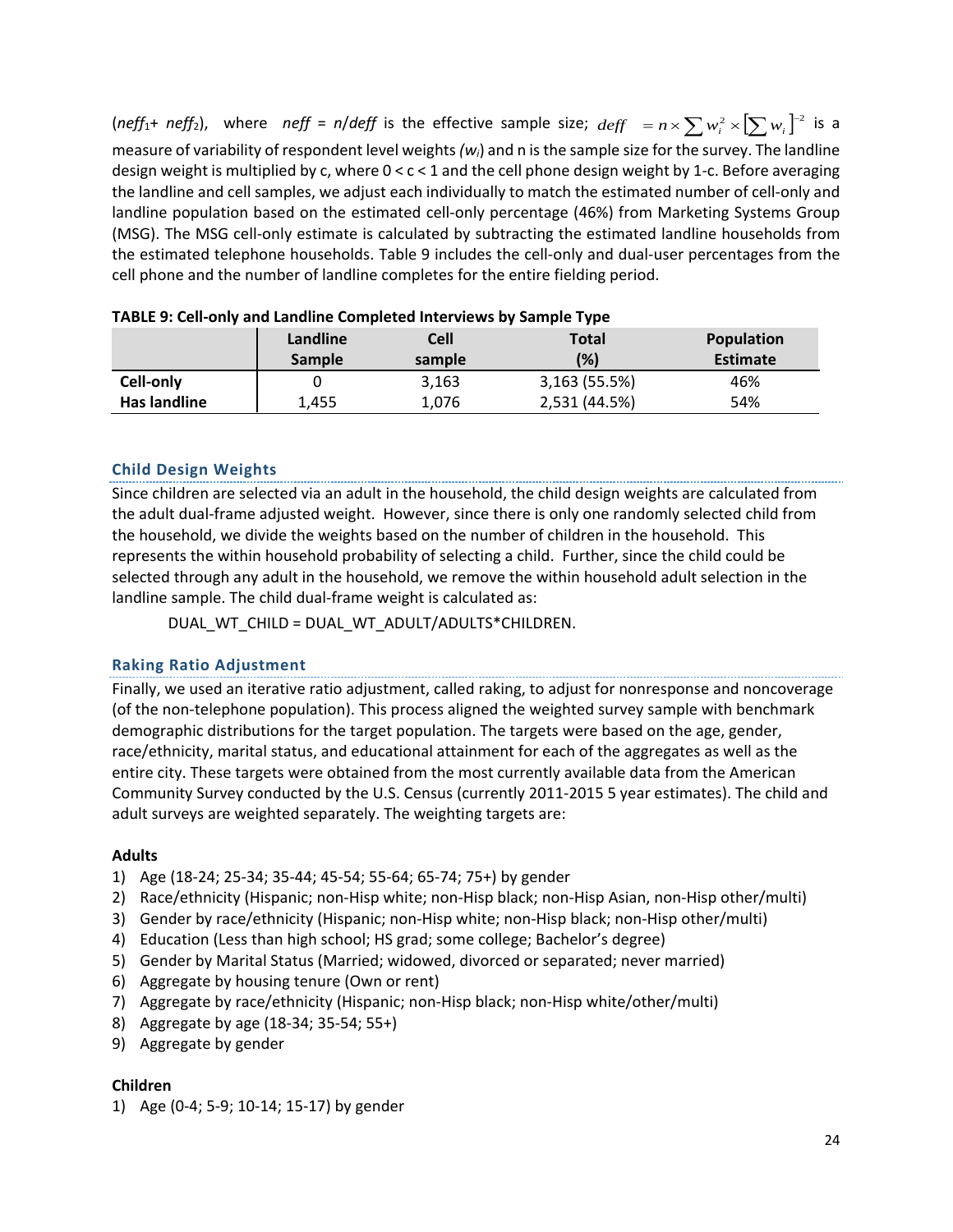($neff_1$+ $neff_2$), where $neff = n/deff$ is the effective sample size; $deff = n \times \sum w_i^2 \times \left[\sum w_i\right]^{-2}$ is a measure of variability of respondent level weights ($w_i$) and n is the sample size for the survey. The landline design weight is multiplied by c, where 0 < c < 1 and the cell phone design weight by 1-c. Before averaging the landline and cell samples, we adjust each individually to match the estimated number of cell-only and landline population based on the estimated cell-only percentage (46%) from Marketing Systems Group (MSG). The MSG cell-only estimate is calculated by subtracting the estimated landline households from the estimated telephone households. Table 9 includes the cell-only and dual-user percentages from the cell phone and the number of landline completes for the entire fielding period.

**TABLE 9: Cell-only and Landline Completed Interviews by Sample Type**

| | Landline Sample | Cell sample | Total (%) | Population Estimate |
|---|---|---|---|---|
| **Cell-only** | 0 | 3,163 | 3,163 (55.5%) | 46% |
| **Has landline** | 1,455 | 1,076 | 2,531 (44.5%) | 54% |

### Child Design Weights

Since children are selected via an adult in the household, the child design weights are calculated from the adult dual-frame adjusted weight. However, since there is only one randomly selected child from the household, we divide the weights based on the number of children in the household. This represents the within household probability of selecting a child. Further, since the child could be selected through any adult in the household, we remove the within household adult selection in the landline sample. The child dual-frame weight is calculated as:

DUAL_WT_CHILD = DUAL_WT_ADULT/ADULTS*CHILDREN.

### Raking Ratio Adjustment

Finally, we used an iterative ratio adjustment, called raking, to adjust for nonresponse and noncoverage (of the non-telephone population). This process aligned the weighted survey sample with benchmark demographic distributions for the target population. The targets were based on the age, gender, race/ethnicity, marital status, and educational attainment for each of the aggregates as well as the entire city. These targets were obtained from the most currently available data from the American Community Survey conducted by the U.S. Census (currently 2011-2015 5 year estimates). The child and adult surveys are weighted separately. The weighting targets are:

**Adults**

1) Age (18-24; 25-34; 35-44; 45-54; 55-64; 65-74; 75+) by gender
2) Race/ethnicity (Hispanic; non-Hisp white; non-Hisp black; non-Hisp Asian, non-Hisp other/multi)
3) Gender by race/ethnicity (Hispanic; non-Hisp white; non-Hisp black; non-Hisp other/multi)
4) Education (Less than high school; HS grad; some college; Bachelor's degree)
5) Gender by Marital Status (Married; widowed, divorced or separated; never married)
6) Aggregate by housing tenure (Own or rent)
7) Aggregate by race/ethnicity (Hispanic; non-Hisp black; non-Hisp white/other/multi)
8) Aggregate by age (18-34; 35-54; 55+)
9) Aggregate by gender

**Children**

1) Age (0-4; 5-9; 10-14; 15-17) by gender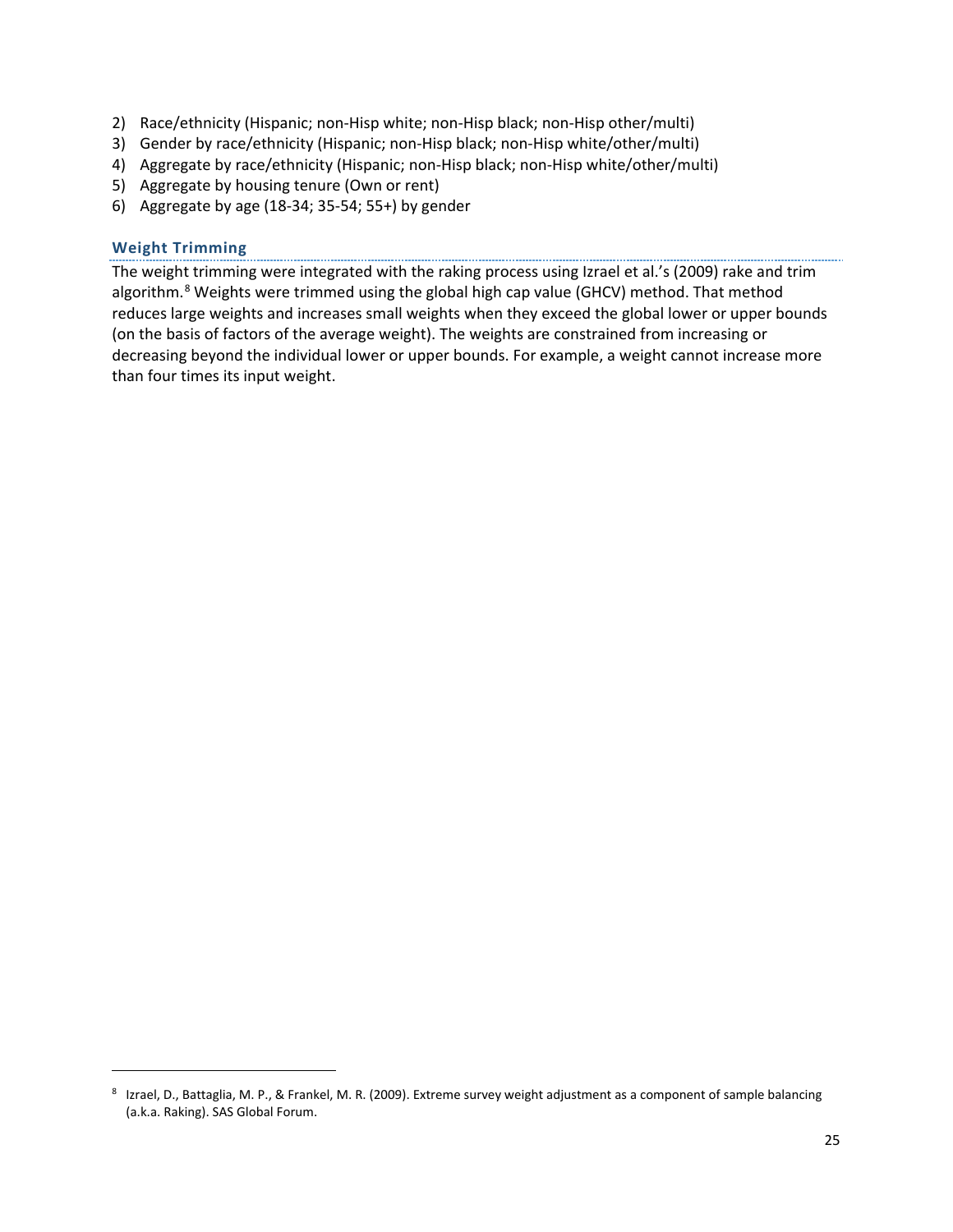2) Race/ethnicity (Hispanic; non-Hisp white; non-Hisp black; non-Hisp other/multi)
3) Gender by race/ethnicity (Hispanic; non-Hisp black; non-Hisp white/other/multi)
4) Aggregate by race/ethnicity (Hispanic; non-Hisp black; non-Hisp white/other/multi)
5) Aggregate by housing tenure (Own or rent)
6) Aggregate by age (18-34; 35-54; 55+) by gender

### Weight Trimming

The weight trimming were integrated with the raking process using Izrael et al.'s (2009) rake and trim algorithm.[8] Weights were trimmed using the global high cap value (GHCV) method. That method reduces large weights and increases small weights when they exceed the global lower or upper bounds (on the basis of factors of the average weight). The weights are constrained from increasing or decreasing beyond the individual lower or upper bounds. For example, a weight cannot increase more than four times its input weight.

[8] Izrael, D., Battaglia, M. P., & Frankel, M. R. (2009). Extreme survey weight adjustment as a component of sample balancing (a.k.a. Raking). SAS Global Forum.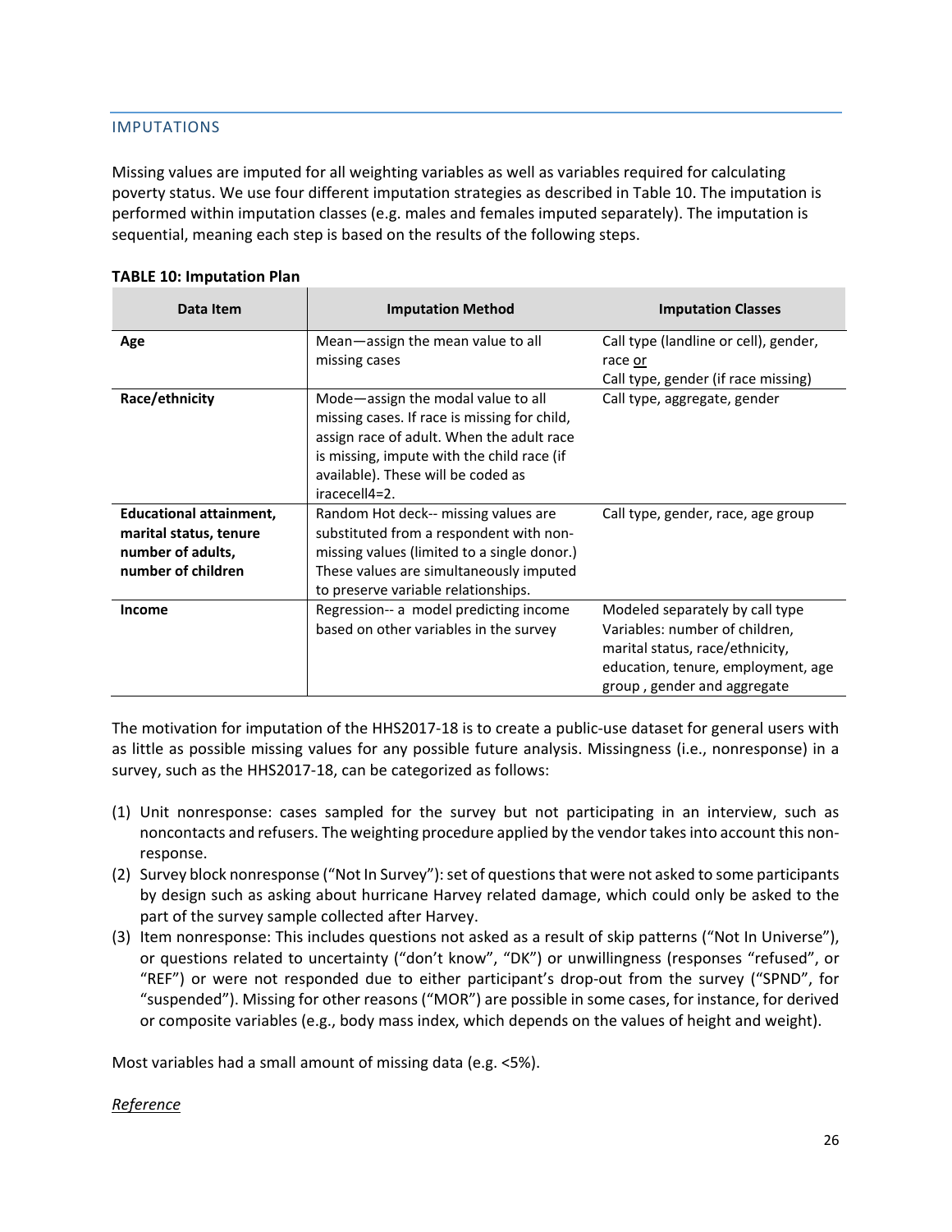## IMPUTATIONS

Missing values are imputed for all weighting variables as well as variables required for calculating poverty status. We use four different imputation strategies as described in Table 10. The imputation is performed within imputation classes (e.g. males and females imputed separately). The imputation is sequential, meaning each step is based on the results of the following steps.

**TABLE 10: Imputation Plan**

| Data Item | Imputation Method | Imputation Classes |
|---|---|---|
| **Age** | Mean—assign the mean value to all missing cases | Call type (landline or cell), gender, race <u>or</u> Call type, gender (if race missing) |
| **Race/ethnicity** | Mode—assign the modal value to all missing cases. If race is missing for child, assign race of adult. When the adult race is missing, impute with the child race (if available). These will be coded as iracecell4=2. | Call type, aggregate, gender |
| **Educational attainment, marital status, tenure number of adults, number of children** | Random Hot deck-- missing values are substituted from a respondent with non-missing values (limited to a single donor.) These values are simultaneously imputed to preserve variable relationships. | Call type, gender, race, age group |
| **Income** | Regression-- a model predicting income based on other variables in the survey | Modeled separately by call type Variables: number of children, marital status, race/ethnicity, education, tenure, employment, age group , gender and aggregate |

The motivation for imputation of the HHS2017-18 is to create a public-use dataset for general users with as little as possible missing values for any possible future analysis. Missingness (i.e., nonresponse) in a survey, such as the HHS2017-18, can be categorized as follows:

(1) Unit nonresponse: cases sampled for the survey but not participating in an interview, such as noncontacts and refusers. The weighting procedure applied by the vendor takes into account this non-response.
(2) Survey block nonresponse ("Not In Survey"): set of questions that were not asked to some participants by design such as asking about hurricane Harvey related damage, which could only be asked to the part of the survey sample collected after Harvey.
(3) Item nonresponse: This includes questions not asked as a result of skip patterns ("Not In Universe"), or questions related to uncertainty ("don't know", "DK") or unwillingness (responses "refused", or "REF") or were not responded due to either participant's drop-out from the survey ("SPND", for "suspended"). Missing for other reasons ("MOR") are possible in some cases, for instance, for derived or composite variables (e.g., body mass index, which depends on the values of height and weight).

Most variables had a small amount of missing data (e.g. <5%).

*<u>Reference</u>*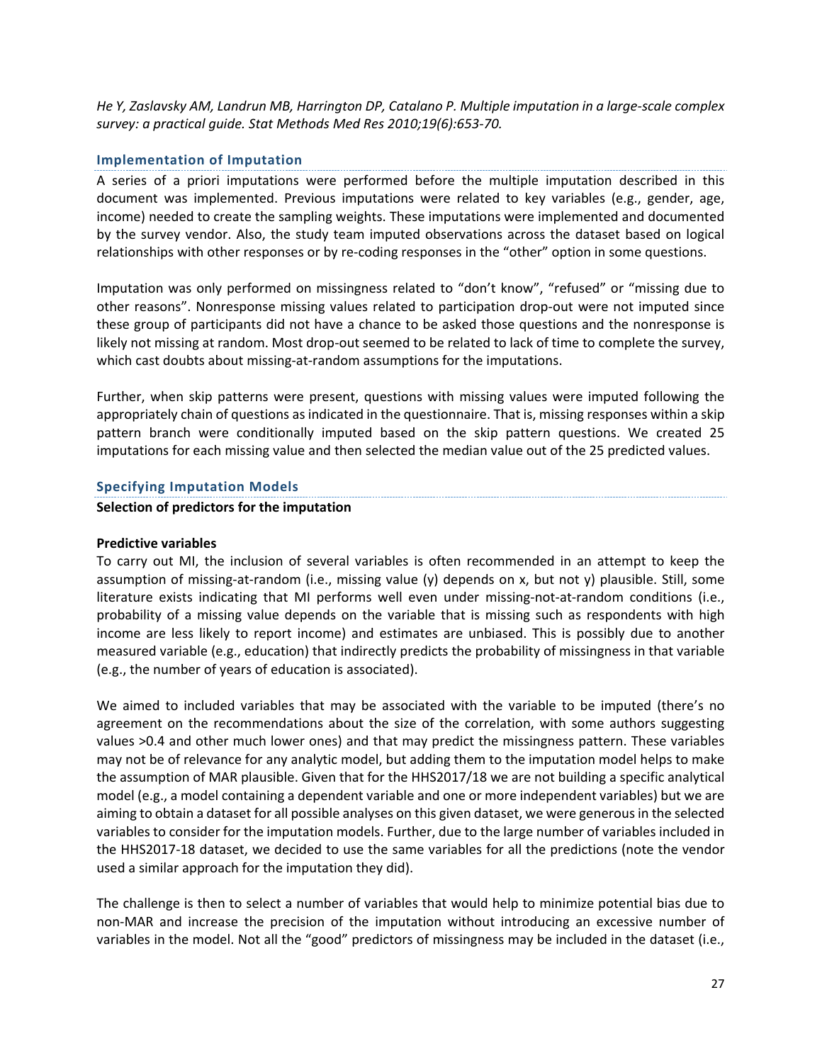*He Y, Zaslavsky AM, Landrun MB, Harrington DP, Catalano P. Multiple imputation in a large-scale complex survey: a practical guide. Stat Methods Med Res 2010;19(6):653-70.*

## Implementation of Imputation

A series of a priori imputations were performed before the multiple imputation described in this document was implemented. Previous imputations were related to key variables (e.g., gender, age, income) needed to create the sampling weights. These imputations were implemented and documented by the survey vendor. Also, the study team imputed observations across the dataset based on logical relationships with other responses or by re-coding responses in the "other" option in some questions.

Imputation was only performed on missingness related to "don't know", "refused" or "missing due to other reasons". Nonresponse missing values related to participation drop-out were not imputed since these group of participants did not have a chance to be asked those questions and the nonresponse is likely not missing at random. Most drop-out seemed to be related to lack of time to complete the survey, which cast doubts about missing-at-random assumptions for the imputations.

Further, when skip patterns were present, questions with missing values were imputed following the appropriately chain of questions as indicated in the questionnaire. That is, missing responses within a skip pattern branch were conditionally imputed based on the skip pattern questions. We created 25 imputations for each missing value and then selected the median value out of the 25 predicted values.

## Specifying Imputation Models

**Selection of predictors for the imputation**

**Predictive variables**

To carry out MI, the inclusion of several variables is often recommended in an attempt to keep the assumption of missing-at-random (i.e., missing value (y) depends on x, but not y) plausible. Still, some literature exists indicating that MI performs well even under missing-not-at-random conditions (i.e., probability of a missing value depends on the variable that is missing such as respondents with high income are less likely to report income) and estimates are unbiased. This is possibly due to another measured variable (e.g., education) that indirectly predicts the probability of missingness in that variable (e.g., the number of years of education is associated).

We aimed to included variables that may be associated with the variable to be imputed (there's no agreement on the recommendations about the size of the correlation, with some authors suggesting values >0.4 and other much lower ones) and that may predict the missingness pattern. These variables may not be of relevance for any analytic model, but adding them to the imputation model helps to make the assumption of MAR plausible. Given that for the HHS2017/18 we are not building a specific analytical model (e.g., a model containing a dependent variable and one or more independent variables) but we are aiming to obtain a dataset for all possible analyses on this given dataset, we were generous in the selected variables to consider for the imputation models. Further, due to the large number of variables included in the HHS2017-18 dataset, we decided to use the same variables for all the predictions (note the vendor used a similar approach for the imputation they did).

The challenge is then to select a number of variables that would help to minimize potential bias due to non-MAR and increase the precision of the imputation without introducing an excessive number of variables in the model. Not all the "good" predictors of missingness may be included in the dataset (i.e.,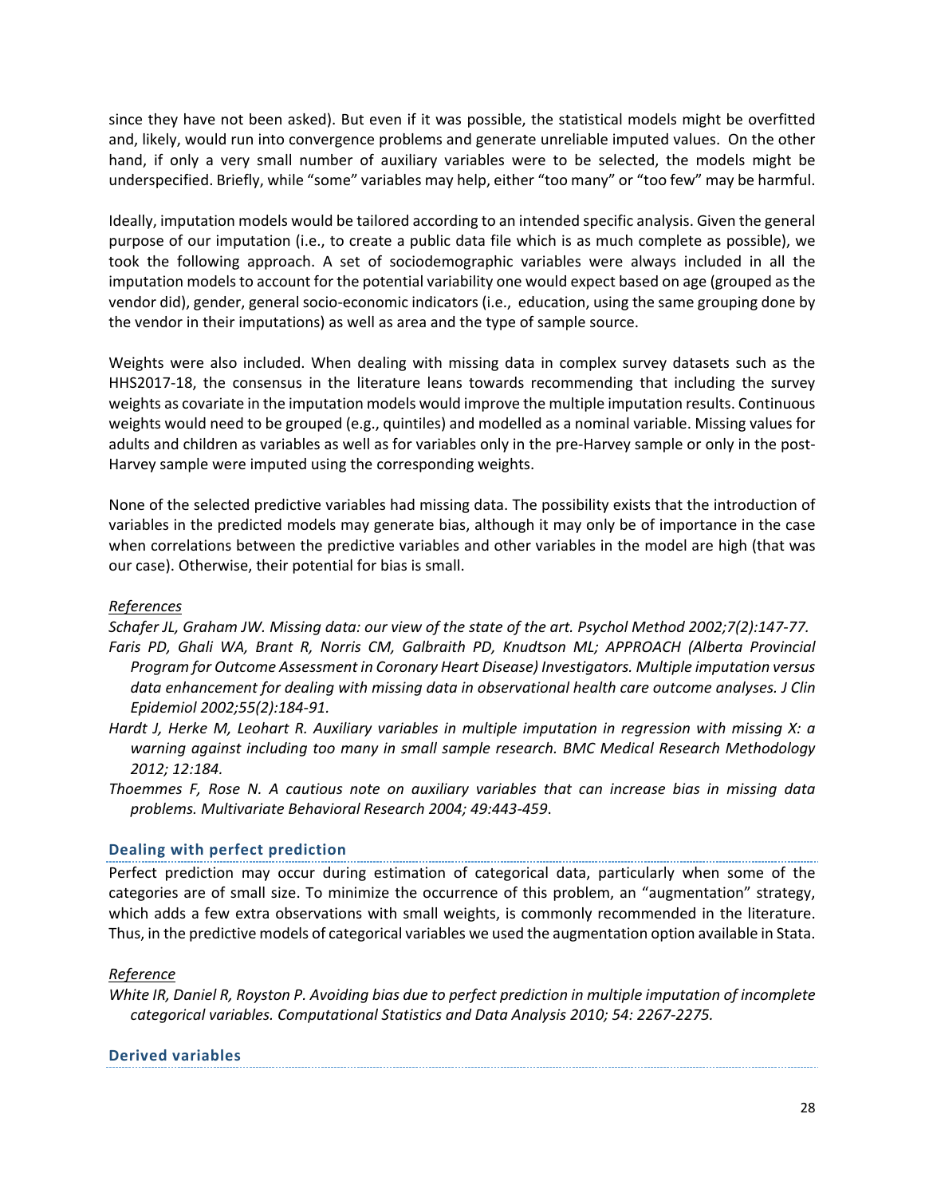since they have not been asked). But even if it was possible, the statistical models might be overfitted and, likely, would run into convergence problems and generate unreliable imputed values. On the other hand, if only a very small number of auxiliary variables were to be selected, the models might be underspecified. Briefly, while "some" variables may help, either "too many" or "too few" may be harmful.

Ideally, imputation models would be tailored according to an intended specific analysis. Given the general purpose of our imputation (i.e., to create a public data file which is as much complete as possible), we took the following approach. A set of sociodemographic variables were always included in all the imputation models to account for the potential variability one would expect based on age (grouped as the vendor did), gender, general socio-economic indicators (i.e., education, using the same grouping done by the vendor in their imputations) as well as area and the type of sample source.

Weights were also included. When dealing with missing data in complex survey datasets such as the HHS2017-18, the consensus in the literature leans towards recommending that including the survey weights as covariate in the imputation models would improve the multiple imputation results. Continuous weights would need to be grouped (e.g., quintiles) and modelled as a nominal variable. Missing values for adults and children as variables as well as for variables only in the pre-Harvey sample or only in the post-Harvey sample were imputed using the corresponding weights.

None of the selected predictive variables had missing data. The possibility exists that the introduction of variables in the predicted models may generate bias, although it may only be of importance in the case when correlations between the predictive variables and other variables in the model are high (that was our case). Otherwise, their potential for bias is small.

*References*

*Schafer JL, Graham JW. Missing data: our view of the state of the art. Psychol Method 2002;7(2):147-77.*

*Faris PD, Ghali WA, Brant R, Norris CM, Galbraith PD, Knudtson ML; APPROACH (Alberta Provincial Program for Outcome Assessment in Coronary Heart Disease) Investigators. Multiple imputation versus data enhancement for dealing with missing data in observational health care outcome analyses. J Clin Epidemiol 2002;55(2):184-91.*

*Hardt J, Herke M, Leohart R. Auxiliary variables in multiple imputation in regression with missing X: a warning against including too many in small sample research. BMC Medical Research Methodology 2012; 12:184.*

*Thoemmes F, Rose N. A cautious note on auxiliary variables that can increase bias in missing data problems. Multivariate Behavioral Research 2004; 49:443-459.*

### Dealing with perfect prediction

Perfect prediction may occur during estimation of categorical data, particularly when some of the categories are of small size. To minimize the occurrence of this problem, an "augmentation" strategy, which adds a few extra observations with small weights, is commonly recommended in the literature. Thus, in the predictive models of categorical variables we used the augmentation option available in Stata.

*Reference*

*White IR, Daniel R, Royston P. Avoiding bias due to perfect prediction in multiple imputation of incomplete categorical variables. Computational Statistics and Data Analysis 2010; 54: 2267-2275.*

### Derived variables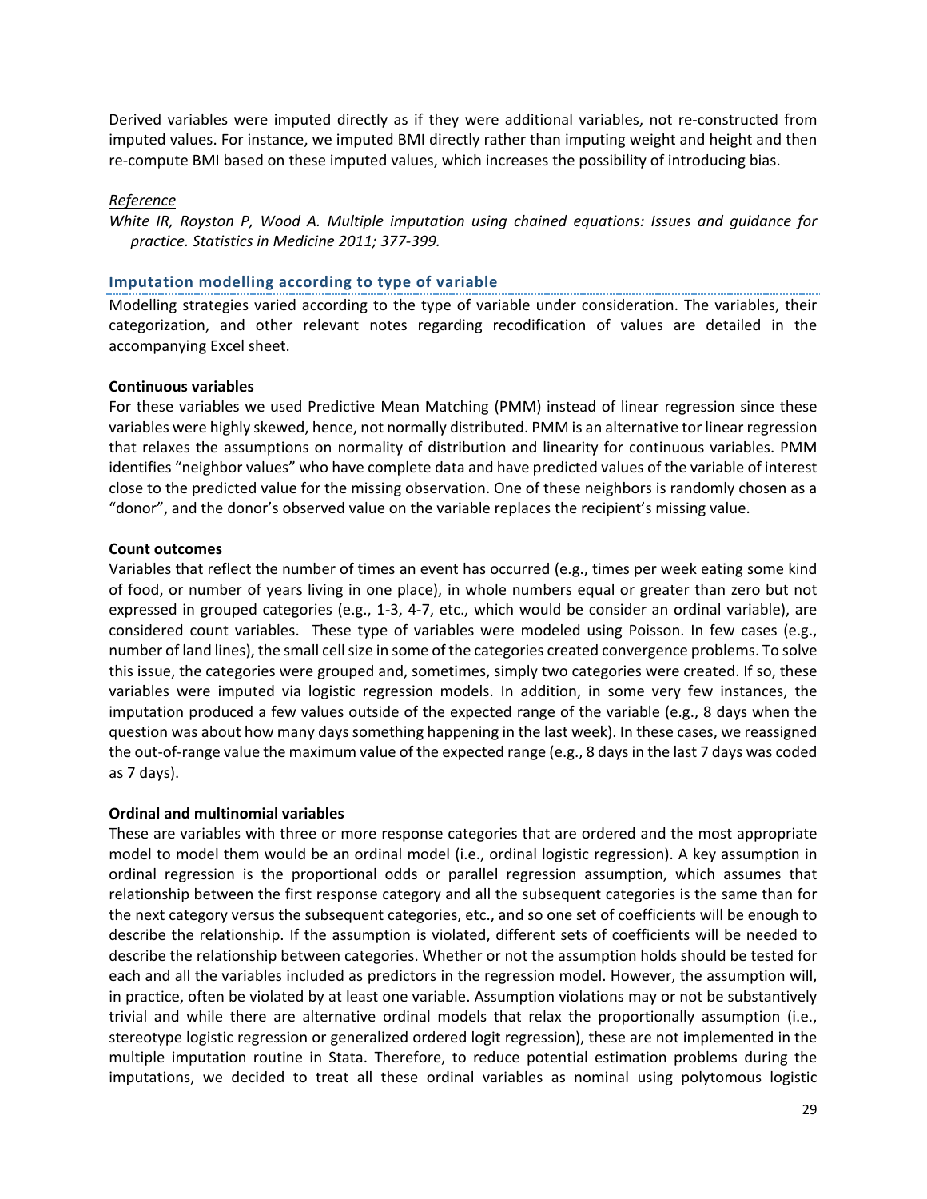Derived variables were imputed directly as if they were additional variables, not re-constructed from imputed values. For instance, we imputed BMI directly rather than imputing weight and height and then re-compute BMI based on these imputed values, which increases the possibility of introducing bias.

*Reference*

*White IR, Royston P, Wood A. Multiple imputation using chained equations: Issues and guidance for practice. Statistics in Medicine 2011; 377-399.*

### Imputation modelling according to type of variable

Modelling strategies varied according to the type of variable under consideration. The variables, their categorization, and other relevant notes regarding recodification of values are detailed in the accompanying Excel sheet.

**Continuous variables**

For these variables we used Predictive Mean Matching (PMM) instead of linear regression since these variables were highly skewed, hence, not normally distributed. PMM is an alternative tor linear regression that relaxes the assumptions on normality of distribution and linearity for continuous variables. PMM identifies "neighbor values" who have complete data and have predicted values of the variable of interest close to the predicted value for the missing observation. One of these neighbors is randomly chosen as a "donor", and the donor's observed value on the variable replaces the recipient's missing value.

**Count outcomes**

Variables that reflect the number of times an event has occurred (e.g., times per week eating some kind of food, or number of years living in one place), in whole numbers equal or greater than zero but not expressed in grouped categories (e.g., 1-3, 4-7, etc., which would be consider an ordinal variable), are considered count variables. These type of variables were modeled using Poisson. In few cases (e.g., number of land lines), the small cell size in some of the categories created convergence problems. To solve this issue, the categories were grouped and, sometimes, simply two categories were created. If so, these variables were imputed via logistic regression models. In addition, in some very few instances, the imputation produced a few values outside of the expected range of the variable (e.g., 8 days when the question was about how many days something happening in the last week). In these cases, we reassigned the out-of-range value the maximum value of the expected range (e.g., 8 days in the last 7 days was coded as 7 days).

**Ordinal and multinomial variables**

These are variables with three or more response categories that are ordered and the most appropriate model to model them would be an ordinal model (i.e., ordinal logistic regression). A key assumption in ordinal regression is the proportional odds or parallel regression assumption, which assumes that relationship between the first response category and all the subsequent categories is the same than for the next category versus the subsequent categories, etc., and so one set of coefficients will be enough to describe the relationship. If the assumption is violated, different sets of coefficients will be needed to describe the relationship between categories. Whether or not the assumption holds should be tested for each and all the variables included as predictors in the regression model. However, the assumption will, in practice, often be violated by at least one variable. Assumption violations may or not be substantively trivial and while there are alternative ordinal models that relax the proportionally assumption (i.e., stereotype logistic regression or generalized ordered logit regression), these are not implemented in the multiple imputation routine in Stata. Therefore, to reduce potential estimation problems during the imputations, we decided to treat all these ordinal variables as nominal using polytomous logistic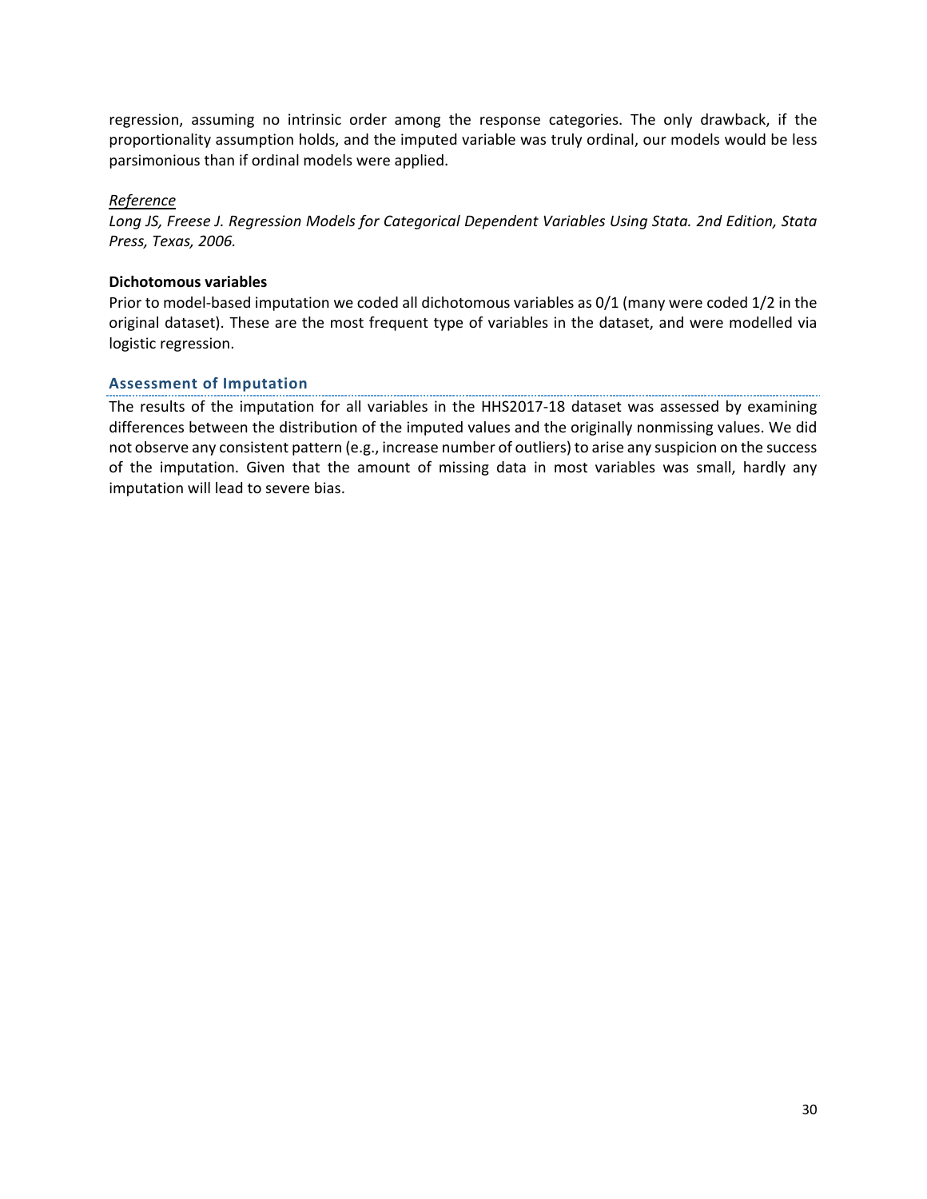regression, assuming no intrinsic order among the response categories. The only drawback, if the proportionality assumption holds, and the imputed variable was truly ordinal, our models would be less parsimonious than if ordinal models were applied.

*__Reference__*

*Long JS, Freese J. Regression Models for Categorical Dependent Variables Using Stata. 2nd Edition, Stata Press, Texas, 2006.*

**Dichotomous variables**

Prior to model-based imputation we coded all dichotomous variables as 0/1 (many were coded 1/2 in the original dataset). These are the most frequent type of variables in the dataset, and were modelled via logistic regression.

### Assessment of Imputation

The results of the imputation for all variables in the HHS2017-18 dataset was assessed by examining differences between the distribution of the imputed values and the originally nonmissing values. We did not observe any consistent pattern (e.g., increase number of outliers) to arise any suspicion on the success of the imputation. Given that the amount of missing data in most variables was small, hardly any imputation will lead to severe bias.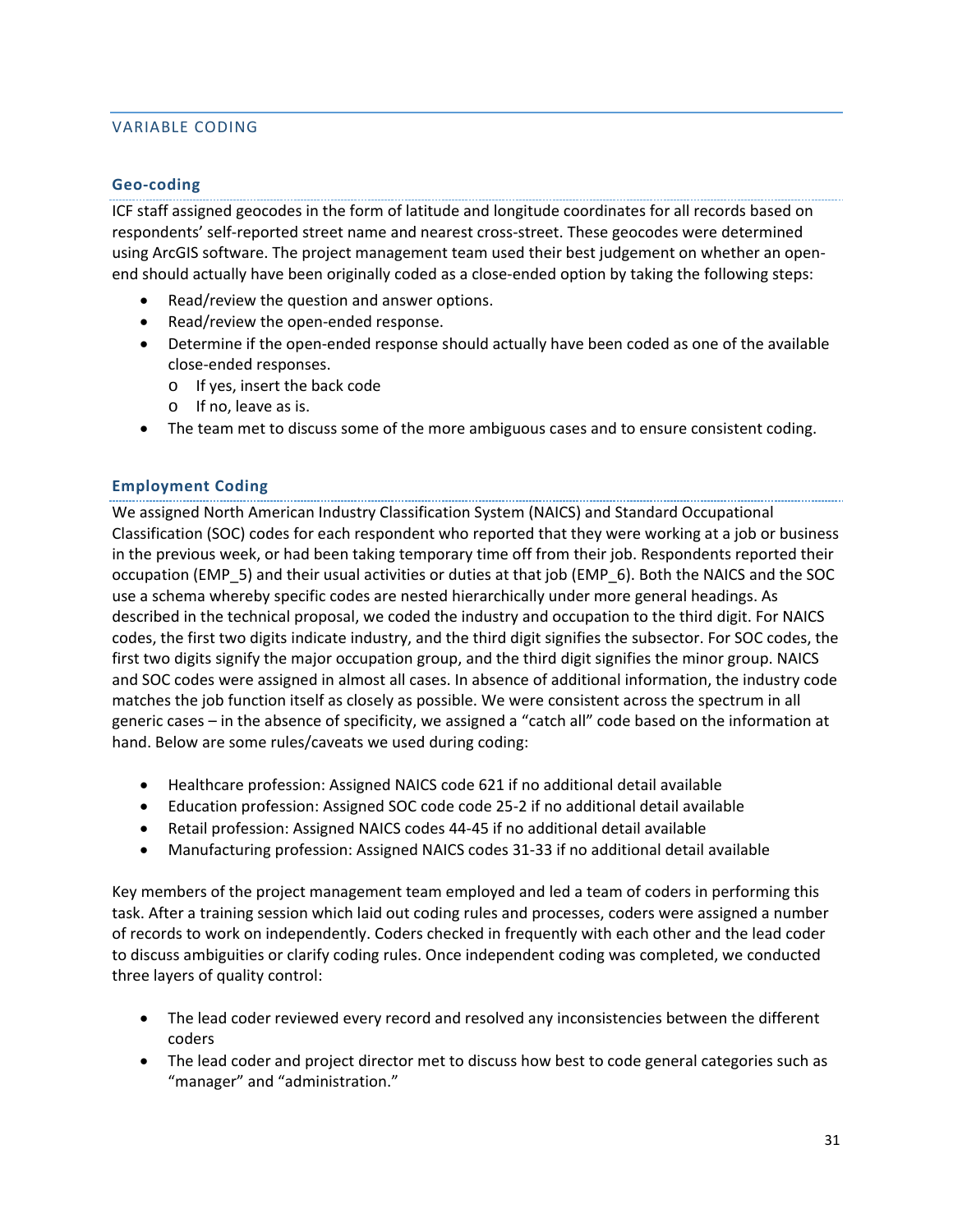## VARIABLE CODING

### Geo-coding

ICF staff assigned geocodes in the form of latitude and longitude coordinates for all records based on respondents' self-reported street name and nearest cross-street. These geocodes were determined using ArcGIS software. The project management team used their best judgement on whether an open-end should actually have been originally coded as a close-ended option by taking the following steps:

- Read/review the question and answer options.
- Read/review the open-ended response.
- Determine if the open-ended response should actually have been coded as one of the available close-ended responses.
  - If yes, insert the back code
  - If no, leave as is.
- The team met to discuss some of the more ambiguous cases and to ensure consistent coding.

### Employment Coding

We assigned North American Industry Classification System (NAICS) and Standard Occupational Classification (SOC) codes for each respondent who reported that they were working at a job or business in the previous week, or had been taking temporary time off from their job. Respondents reported their occupation (EMP_5) and their usual activities or duties at that job (EMP_6). Both the NAICS and the SOC use a schema whereby specific codes are nested hierarchically under more general headings. As described in the technical proposal, we coded the industry and occupation to the third digit. For NAICS codes, the first two digits indicate industry, and the third digit signifies the subsector. For SOC codes, the first two digits signify the major occupation group, and the third digit signifies the minor group. NAICS and SOC codes were assigned in almost all cases. In absence of additional information, the industry code matches the job function itself as closely as possible. We were consistent across the spectrum in all generic cases – in the absence of specificity, we assigned a "catch all" code based on the information at hand. Below are some rules/caveats we used during coding:

- Healthcare profession: Assigned NAICS code 621 if no additional detail available
- Education profession: Assigned SOC code code 25-2 if no additional detail available
- Retail profession: Assigned NAICS codes 44-45 if no additional detail available
- Manufacturing profession: Assigned NAICS codes 31-33 if no additional detail available

Key members of the project management team employed and led a team of coders in performing this task. After a training session which laid out coding rules and processes, coders were assigned a number of records to work on independently. Coders checked in frequently with each other and the lead coder to discuss ambiguities or clarify coding rules. Once independent coding was completed, we conducted three layers of quality control:

- The lead coder reviewed every record and resolved any inconsistencies between the different coders
- The lead coder and project director met to discuss how best to code general categories such as "manager" and "administration."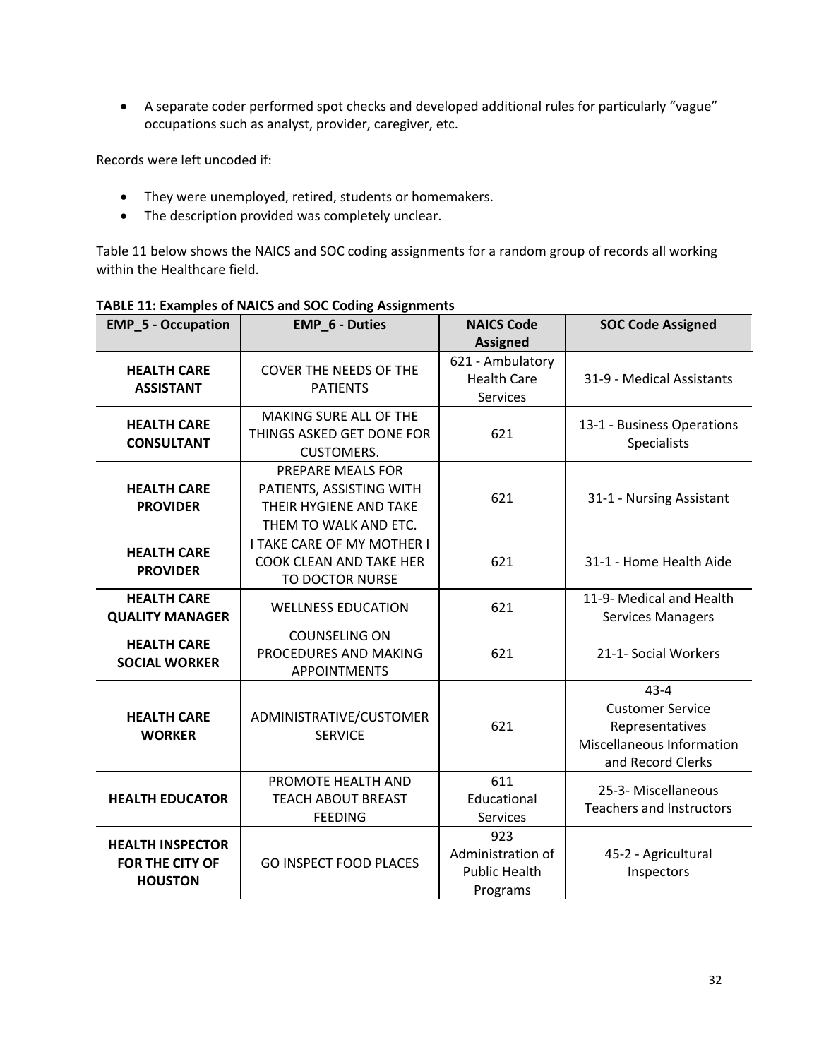- A separate coder performed spot checks and developed additional rules for particularly "vague" occupations such as analyst, provider, caregiver, etc.

Records were left uncoded if:

- They were unemployed, retired, students or homemakers.
- The description provided was completely unclear.

Table 11 below shows the NAICS and SOC coding assignments for a random group of records all working within the Healthcare field.

**TABLE 11: Examples of NAICS and SOC Coding Assignments**

| EMP_5 - Occupation | EMP_6 - Duties | NAICS Code Assigned | SOC Code Assigned |
|---|---|---|---|
| **HEALTH CARE ASSISTANT** | COVER THE NEEDS OF THE PATIENTS | 621 - Ambulatory Health Care Services | 31-9 - Medical Assistants |
| **HEALTH CARE CONSULTANT** | MAKING SURE ALL OF THE THINGS ASKED GET DONE FOR CUSTOMERS. | 621 | 13-1 - Business Operations Specialists |
| **HEALTH CARE PROVIDER** | PREPARE MEALS FOR PATIENTS, ASSISTING WITH THEIR HYGIENE AND TAKE THEM TO WALK AND ETC. | 621 | 31-1 - Nursing Assistant |
| **HEALTH CARE PROVIDER** | I TAKE CARE OF MY MOTHER I COOK CLEAN AND TAKE HER TO DOCTOR NURSE | 621 | 31-1 - Home Health Aide |
| **HEALTH CARE QUALITY MANAGER** | WELLNESS EDUCATION | 621 | 11-9- Medical and Health Services Managers |
| **HEALTH CARE SOCIAL WORKER** | COUNSELING ON PROCEDURES AND MAKING APPOINTMENTS | 621 | 21-1- Social Workers |
| **HEALTH CARE WORKER** | ADMINISTRATIVE/CUSTOMER SERVICE | 621 | 43-4 Customer Service Representatives Miscellaneous Information and Record Clerks |
| **HEALTH EDUCATOR** | PROMOTE HEALTH AND TEACH ABOUT BREAST FEEDING | 611 Educational Services | 25-3- Miscellaneous Teachers and Instructors |
| **HEALTH INSPECTOR FOR THE CITY OF HOUSTON** | GO INSPECT FOOD PLACES | 923 Administration of Public Health Programs | 45-2 - Agricultural Inspectors |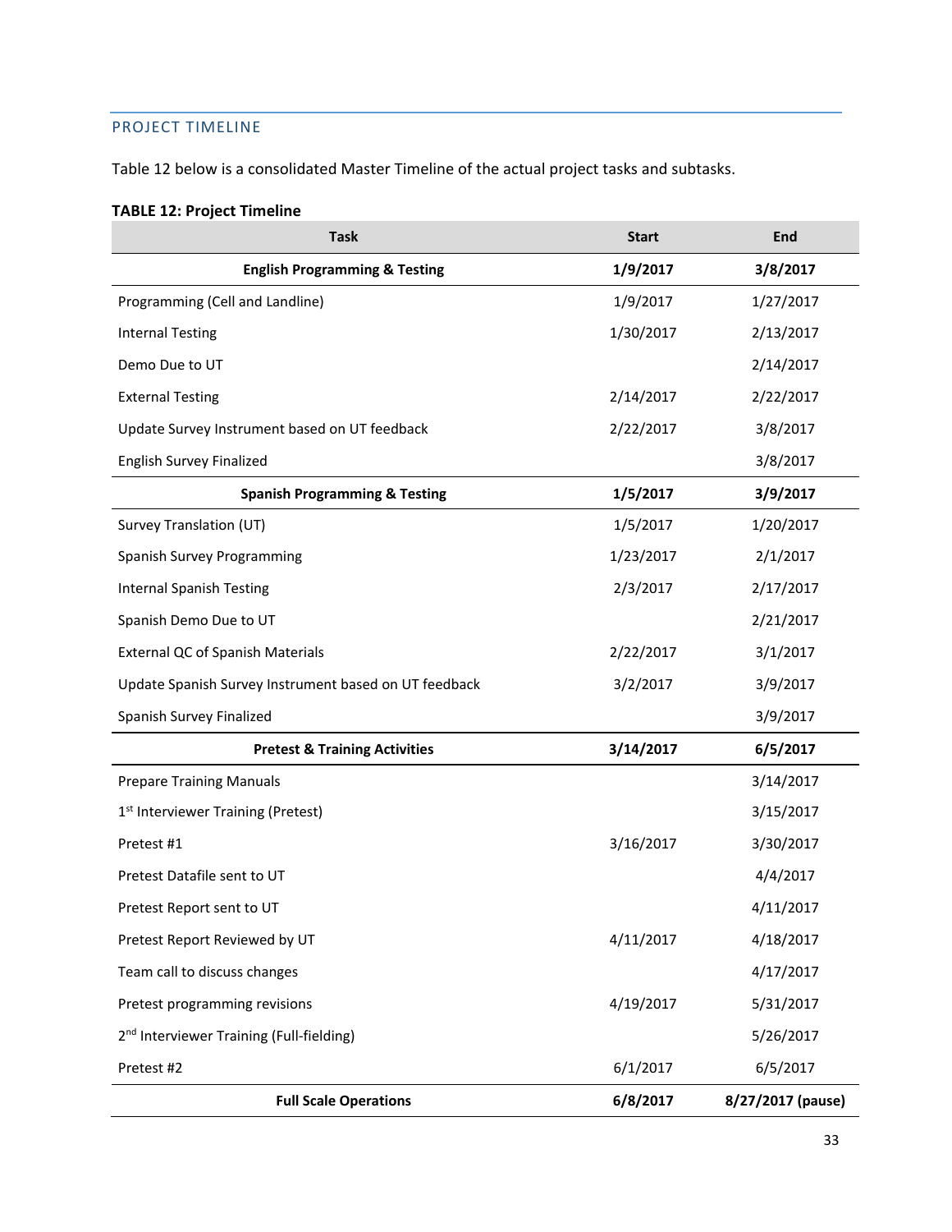## PROJECT TIMELINE

Table 12 below is a consolidated Master Timeline of the actual project tasks and subtasks.

**TABLE 12: Project Timeline**

| Task | Start | End |
|---|---|---|
| **English Programming & Testing** | **1/9/2017** | **3/8/2017** |
| Programming (Cell and Landline) | 1/9/2017 | 1/27/2017 |
| Internal Testing | 1/30/2017 | 2/13/2017 |
| Demo Due to UT | | 2/14/2017 |
| External Testing | 2/14/2017 | 2/22/2017 |
| Update Survey Instrument based on UT feedback | 2/22/2017 | 3/8/2017 |
| English Survey Finalized | | 3/8/2017 |
| **Spanish Programming & Testing** | **1/5/2017** | **3/9/2017** |
| Survey Translation (UT) | 1/5/2017 | 1/20/2017 |
| Spanish Survey Programming | 1/23/2017 | 2/1/2017 |
| Internal Spanish Testing | 2/3/2017 | 2/17/2017 |
| Spanish Demo Due to UT | | 2/21/2017 |
| External QC of Spanish Materials | 2/22/2017 | 3/1/2017 |
| Update Spanish Survey Instrument based on UT feedback | 3/2/2017 | 3/9/2017 |
| Spanish Survey Finalized | | 3/9/2017 |
| **Pretest & Training Activities** | **3/14/2017** | **6/5/2017** |
| Prepare Training Manuals | | 3/14/2017 |
| 1st Interviewer Training (Pretest) | | 3/15/2017 |
| Pretest #1 | 3/16/2017 | 3/30/2017 |
| Pretest Datafile sent to UT | | 4/4/2017 |
| Pretest Report sent to UT | | 4/11/2017 |
| Pretest Report Reviewed by UT | 4/11/2017 | 4/18/2017 |
| Team call to discuss changes | | 4/17/2017 |
| Pretest programming revisions | 4/19/2017 | 5/31/2017 |
| 2nd Interviewer Training (Full-fielding) | | 5/26/2017 |
| Pretest #2 | 6/1/2017 | 6/5/2017 |
| **Full Scale Operations** | **6/8/2017** | **8/27/2017 (pause)** |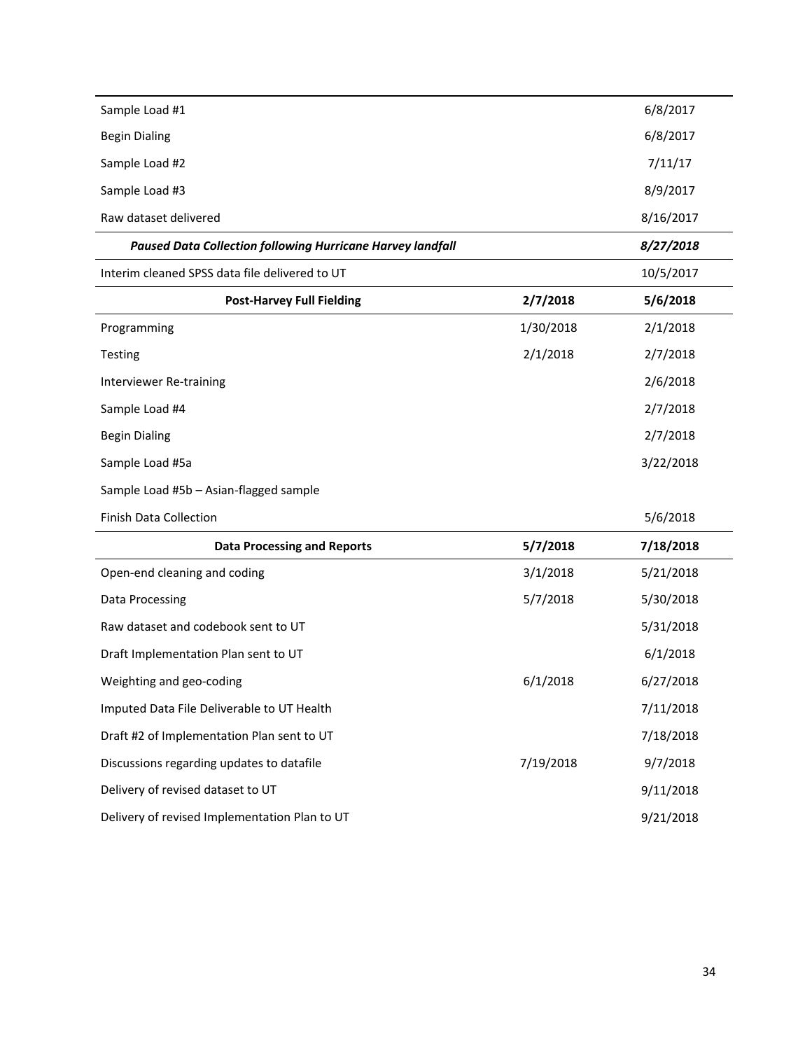| | | |
|---|---|---|
| Sample Load #1 | | 6/8/2017 |
| Begin Dialing | | 6/8/2017 |
| Sample Load #2 | | 7/11/17 |
| Sample Load #3 | | 8/9/2017 |
| Raw dataset delivered | | 8/16/2017 |
| ***Paused Data Collection following Hurricane Harvey landfall*** | | ***8/27/2018*** |
| Interim cleaned SPSS data file delivered to UT | | 10/5/2017 |
| **Post-Harvey Full Fielding** | **2/7/2018** | **5/6/2018** |
| Programming | 1/30/2018 | 2/1/2018 |
| Testing | 2/1/2018 | 2/7/2018 |
| Interviewer Re-training | | 2/6/2018 |
| Sample Load #4 | | 2/7/2018 |
| Begin Dialing | | 2/7/2018 |
| Sample Load #5a | | 3/22/2018 |
| Sample Load #5b – Asian-flagged sample | | |
| Finish Data Collection | | 5/6/2018 |
| **Data Processing and Reports** | **5/7/2018** | **7/18/2018** |
| Open-end cleaning and coding | 3/1/2018 | 5/21/2018 |
| Data Processing | 5/7/2018 | 5/30/2018 |
| Raw dataset and codebook sent to UT | | 5/31/2018 |
| Draft Implementation Plan sent to UT | | 6/1/2018 |
| Weighting and geo-coding | 6/1/2018 | 6/27/2018 |
| Imputed Data File Deliverable to UT Health | | 7/11/2018 |
| Draft #2 of Implementation Plan sent to UT | | 7/18/2018 |
| Discussions regarding updates to datafile | 7/19/2018 | 9/7/2018 |
| Delivery of revised dataset to UT | | 9/11/2018 |
| Delivery of revised Implementation Plan to UT | | 9/21/2018 |